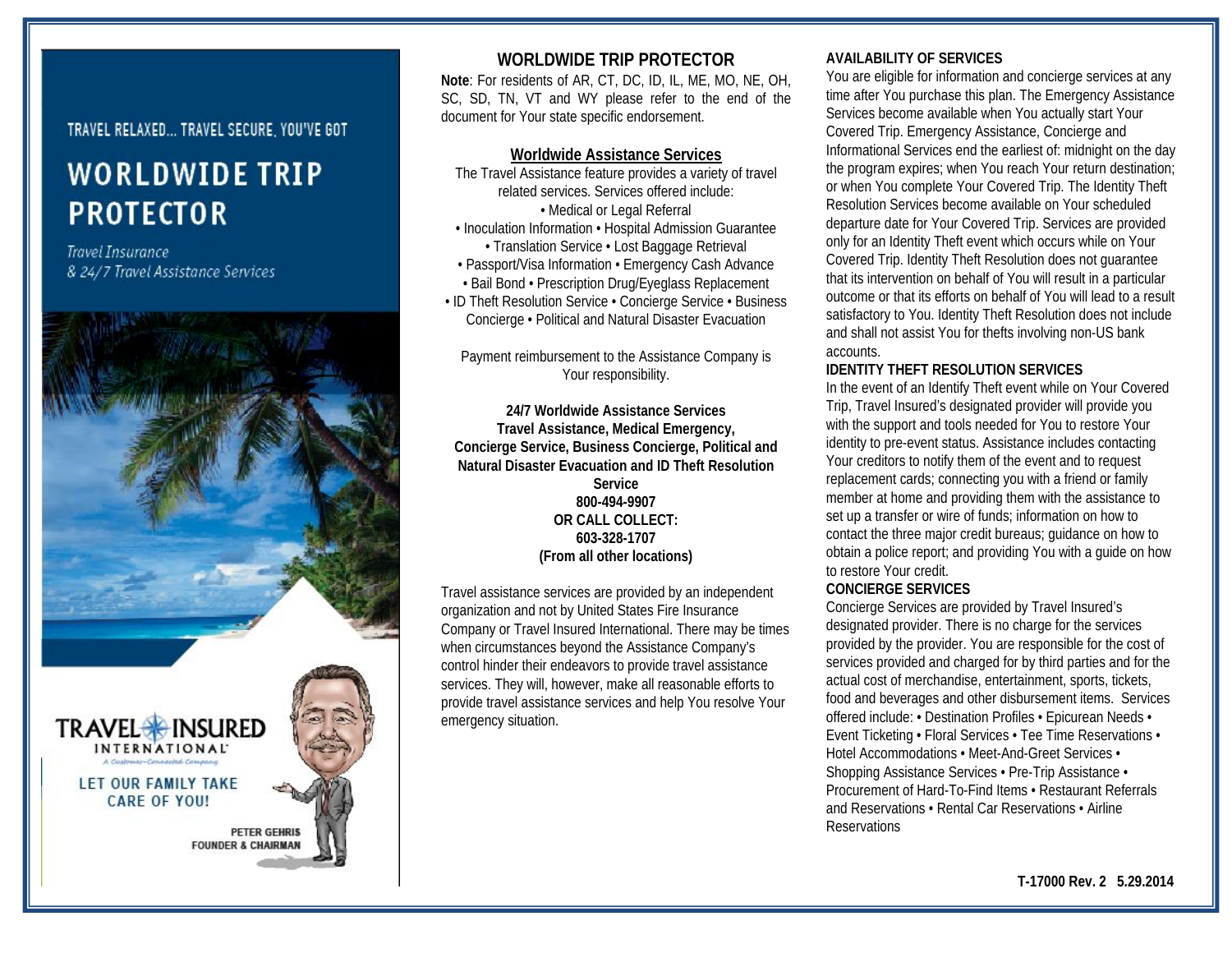TRAVEL RELAXED... TRAVEL SECURE. YOU'VE GOT

# WORLDWIDE TRIP PROTECTOR

*Travel Insurance*
*& 24/7 Travel Assistance Services*

TRAVEL INSURED INTERNATIONAL
A Customer-Connected Company

LET OUR FAMILY TAKE CARE OF YOU!

PETER GEHRIS
FOUNDER & CHAIRMAN

## WORLDWIDE TRIP PROTECTOR

**Note**: For residents of AR, CT, DC, ID, IL, ME, MO, NE, OH, SC, SD, TN, VT and WY please refer to the end of the document for Your state specific endorsement.

### Worldwide Assistance Services

The Travel Assistance feature provides a variety of travel related services. Services offered include:
• Medical or Legal Referral
• Inoculation Information • Hospital Admission Guarantee
• Translation Service • Lost Baggage Retrieval
• Passport/Visa Information • Emergency Cash Advance
• Bail Bond • Prescription Drug/Eyeglass Replacement
• ID Theft Resolution Service • Concierge Service • Business Concierge • Political and Natural Disaster Evacuation

Payment reimbursement to the Assistance Company is Your responsibility.

**24/7 Worldwide Assistance Services**
**Travel Assistance, Medical Emergency, Concierge Service, Business Concierge, Political and Natural Disaster Evacuation and ID Theft Resolution Service**
**800-494-9907**
**OR CALL COLLECT:**
**603-328-1707**
**(From all other locations)**

Travel assistance services are provided by an independent organization and not by United States Fire Insurance Company or Travel Insured International. There may be times when circumstances beyond the Assistance Company's control hinder their endeavors to provide travel assistance services. They will, however, make all reasonable efforts to provide travel assistance services and help You resolve Your emergency situation.

**AVAILABILITY OF SERVICES**

You are eligible for information and concierge services at any time after You purchase this plan. The Emergency Assistance Services become available when You actually start Your Covered Trip. Emergency Assistance, Concierge and Informational Services end the earliest of: midnight on the day the program expires; when You reach Your return destination; or when You complete Your Covered Trip. The Identity Theft Resolution Services become available on Your scheduled departure date for Your Covered Trip. Services are provided only for an Identity Theft event which occurs while on Your Covered Trip. Identity Theft Resolution does not guarantee that its intervention on behalf of You will result in a particular outcome or that its efforts on behalf of You will lead to a result satisfactory to You. Identity Theft Resolution does not include and shall not assist You for thefts involving non-US bank accounts.

**IDENTITY THEFT RESOLUTION SERVICES**

In the event of an Identify Theft event while on Your Covered Trip, Travel Insured's designated provider will provide you with the support and tools needed for You to restore Your identity to pre-event status. Assistance includes contacting Your creditors to notify them of the event and to request replacement cards; connecting you with a friend or family member at home and providing them with the assistance to set up a transfer or wire of funds; information on how to contact the three major credit bureaus; guidance on how to obtain a police report; and providing You with a guide on how to restore Your credit.

**CONCIERGE SERVICES**

Concierge Services are provided by Travel Insured's designated provider. There is no charge for the services provided by the provider. You are responsible for the cost of services provided and charged for by third parties and for the actual cost of merchandise, entertainment, sports, tickets, food and beverages and other disbursement items. Services offered include: • Destination Profiles • Epicurean Needs • Event Ticketing • Floral Services • Tee Time Reservations • Hotel Accommodations • Meet-And-Greet Services • Shopping Assistance Services • Pre-Trip Assistance • Procurement of Hard-To-Find Items • Restaurant Referrals and Reservations • Rental Car Reservations • Airline Reservations

**T-17000 Rev. 2 5.29.2014**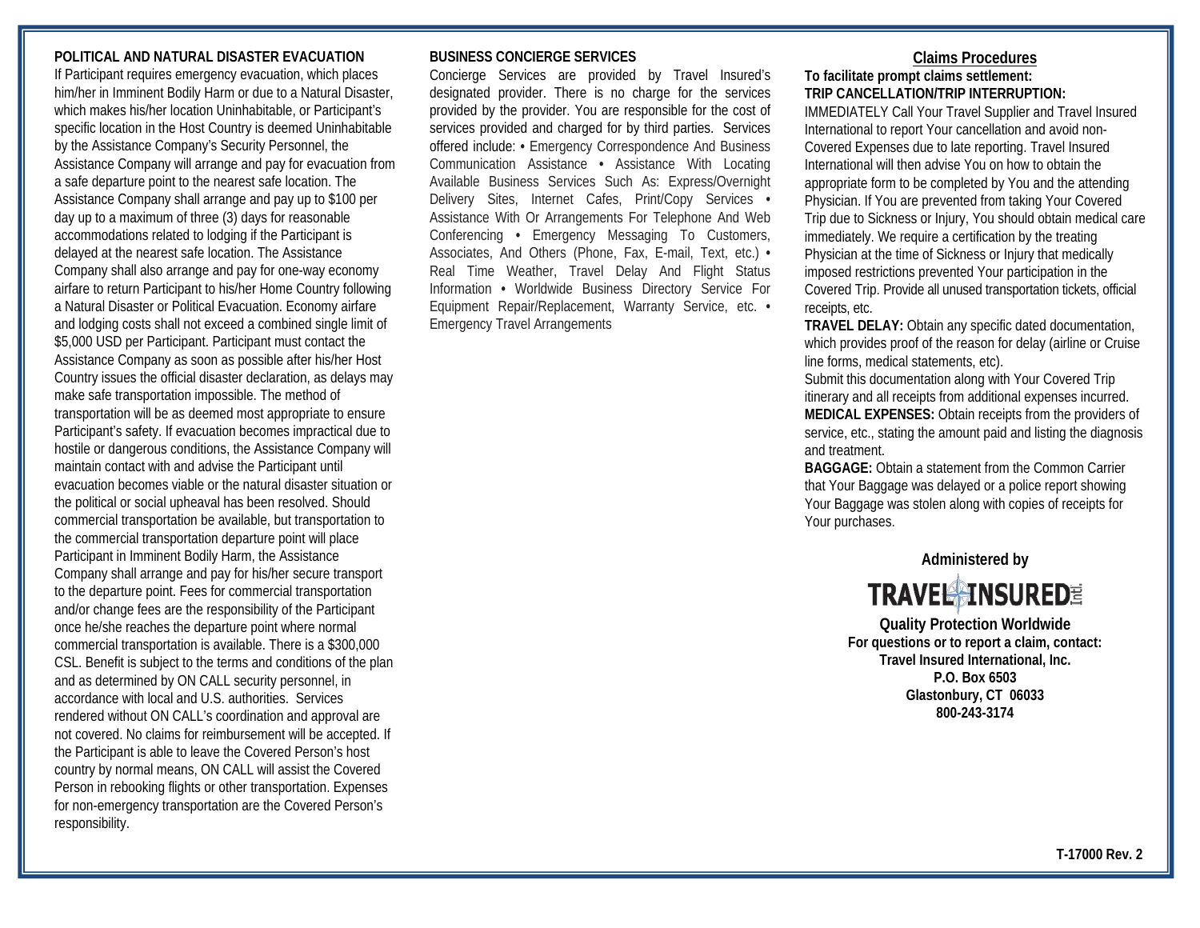## POLITICAL AND NATURAL DISASTER EVACUATION

If Participant requires emergency evacuation, which places him/her in Imminent Bodily Harm or due to a Natural Disaster, which makes his/her location Uninhabitable, or Participant's specific location in the Host Country is deemed Uninhabitable by the Assistance Company's Security Personnel, the Assistance Company will arrange and pay for evacuation from a safe departure point to the nearest safe location. The Assistance Company shall arrange and pay up to $100 per day up to a maximum of three (3) days for reasonable accommodations related to lodging if the Participant is delayed at the nearest safe location. The Assistance Company shall also arrange and pay for one-way economy airfare to return Participant to his/her Home Country following a Natural Disaster or Political Evacuation. Economy airfare and lodging costs shall not exceed a combined single limit of $5,000 USD per Participant. Participant must contact the Assistance Company as soon as possible after his/her Host Country issues the official disaster declaration, as delays may make safe transportation impossible. The method of transportation will be as deemed most appropriate to ensure Participant's safety. If evacuation becomes impractical due to hostile or dangerous conditions, the Assistance Company will maintain contact with and advise the Participant until evacuation becomes viable or the natural disaster situation or the political or social upheaval has been resolved. Should commercial transportation be available, but transportation to the commercial transportation departure point will place Participant in Imminent Bodily Harm, the Assistance Company shall arrange and pay for his/her secure transport to the departure point. Fees for commercial transportation and/or change fees are the responsibility of the Participant once he/she reaches the departure point where normal commercial transportation is available. There is a $300,000 CSL. Benefit is subject to the terms and conditions of the plan and as determined by ON CALL security personnel, in accordance with local and U.S. authorities. Services rendered without ON CALL's coordination and approval are not covered. No claims for reimbursement will be accepted. If the Participant is able to leave the Covered Person's host country by normal means, ON CALL will assist the Covered Person in rebooking flights or other transportation. Expenses for non-emergency transportation are the Covered Person's responsibility.

## BUSINESS CONCIERGE SERVICES

Concierge Services are provided by Travel Insured's designated provider. There is no charge for the services provided by the provider. You are responsible for the cost of services provided and charged for by third parties. Services offered include: • Emergency Correspondence And Business Communication Assistance • Assistance With Locating Available Business Services Such As: Express/Overnight Delivery Sites, Internet Cafes, Print/Copy Services • Assistance With Or Arrangements For Telephone And Web Conferencing • Emergency Messaging To Customers, Associates, And Others (Phone, Fax, E-mail, Text, etc.) • Real Time Weather, Travel Delay And Flight Status Information • Worldwide Business Directory Service For Equipment Repair/Replacement, Warranty Service, etc. • Emergency Travel Arrangements

## Claims Procedures

**To facilitate prompt claims settlement:**

**TRIP CANCELLATION/TRIP INTERRUPTION:**
IMMEDIATELY Call Your Travel Supplier and Travel Insured International to report Your cancellation and avoid non-Covered Expenses due to late reporting. Travel Insured International will then advise You on how to obtain the appropriate form to be completed by You and the attending Physician. If You are prevented from taking Your Covered Trip due to Sickness or Injury, You should obtain medical care immediately. We require a certification by the treating Physician at the time of Sickness or Injury that medically imposed restrictions prevented Your participation in the Covered Trip. Provide all unused transportation tickets, official receipts, etc.

**TRAVEL DELAY:** Obtain any specific dated documentation, which provides proof of the reason for delay (airline or Cruise line forms, medical statements, etc).
Submit this documentation along with Your Covered Trip itinerary and all receipts from additional expenses incurred.

**MEDICAL EXPENSES:** Obtain receipts from the providers of service, etc., stating the amount paid and listing the diagnosis and treatment.

**BAGGAGE:** Obtain a statement from the Common Carrier that Your Baggage was delayed or a police report showing Your Baggage was stolen along with copies of receipts for Your purchases.

**Administered by**

**TRAVEL INSURED Intl.**

**Quality Protection Worldwide**
**For questions or to report a claim, contact:**
**Travel Insured International, Inc.**
**P.O. Box 6503**
**Glastonbury, CT 06033**
**800-243-3174**

**T-17000 Rev. 2**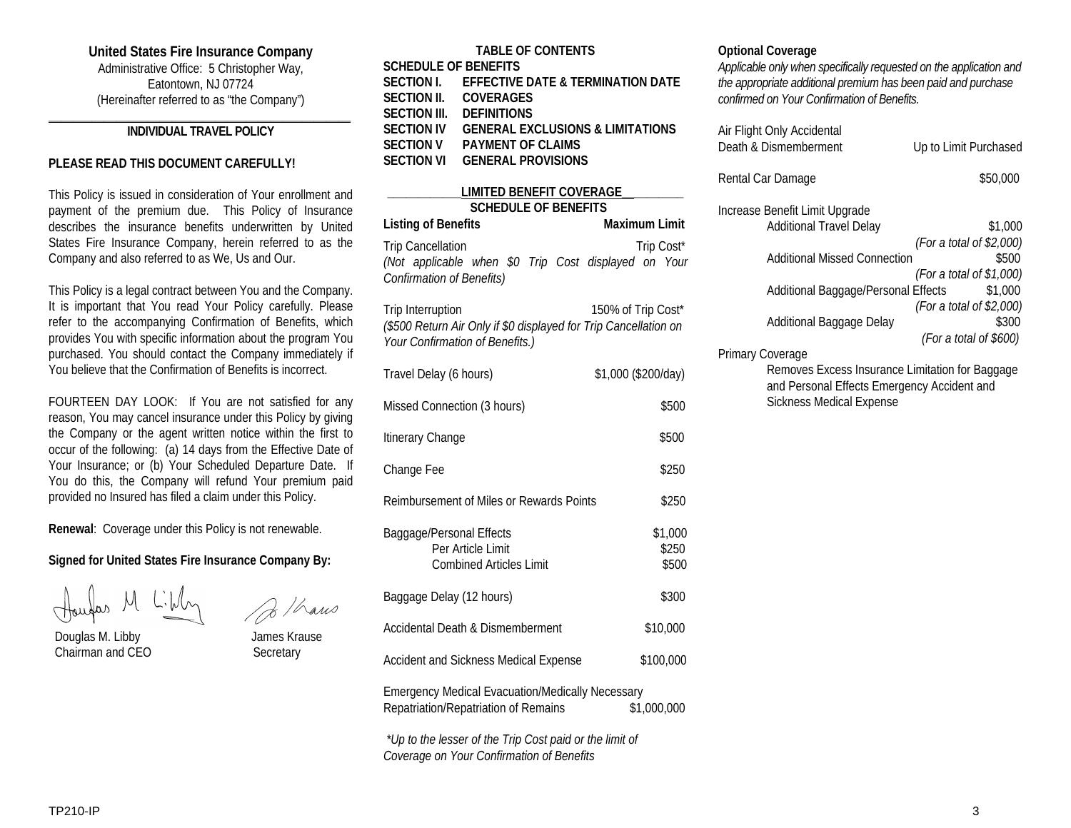**United States Fire Insurance Company**
Administrative Office: 5 Christopher Way,
Eatontown, NJ 07724
(Hereinafter referred to as "the Company")

## INDIVIDUAL TRAVEL POLICY

**PLEASE READ THIS DOCUMENT CAREFULLY!**

This Policy is issued in consideration of Your enrollment and payment of the premium due. This Policy of Insurance describes the insurance benefits underwritten by United States Fire Insurance Company, herein referred to as the Company and also referred to as We, Us and Our.

This Policy is a legal contract between You and the Company. It is important that You read Your Policy carefully. Please refer to the accompanying Confirmation of Benefits, which provides You with specific information about the program You purchased. You should contact the Company immediately if You believe that the Confirmation of Benefits is incorrect.

FOURTEEN DAY LOOK: If You are not satisfied for any reason, You may cancel insurance under this Policy by giving the Company or the agent written notice within the first to occur of the following: (a) 14 days from the Effective Date of Your Insurance; or (b) Your Scheduled Departure Date. If You do this, the Company will refund Your premium paid provided no Insured has filed a claim under this Policy.

**Renewal**: Coverage under this Policy is not renewable.

**Signed for United States Fire Insurance Company By:**

Douglas M. Libby
Chairman and CEO

James Krause
Secretary

## TABLE OF CONTENTS

**SCHEDULE OF BENEFITS**
**SECTION I. EFFECTIVE DATE & TERMINATION DATE**
**SECTION II. COVERAGES**
**SECTION III. DEFINITIONS**
**SECTION IV GENERAL EXCLUSIONS & LIMITATIONS**
**SECTION V PAYMENT OF CLAIMS**
**SECTION VI GENERAL PROVISIONS**

## LIMITED BENEFIT COVERAGE
## SCHEDULE OF BENEFITS

| Listing of Benefits | Maximum Limit |
|---|---|
| Trip Cancellation<br>*(Not applicable when $0 Trip Cost displayed on Your Confirmation of Benefits)* | Trip Cost* |
| Trip Interruption<br>*($500 Return Air Only if $0 displayed for Trip Cancellation on Your Confirmation of Benefits.)* | 150% of Trip Cost* |
| Travel Delay (6 hours) | $1,000 ($200/day) |
| Missed Connection (3 hours) | $500 |
| Itinerary Change | $500 |
| Change Fee | $250 |
| Reimbursement of Miles or Rewards Points | $250 |
| Baggage/Personal Effects | $1,000 |
| Per Article Limit | $250 |
| Combined Articles Limit | $500 |
| Baggage Delay (12 hours) | $300 |
| Accidental Death & Dismemberment | $10,000 |
| Accident and Sickness Medical Expense | $100,000 |
| Emergency Medical Evacuation/Medically Necessary Repatriation/Repatriation of Remains | $1,000,000 |

*\*Up to the lesser of the Trip Cost paid or the limit of Coverage on Your Confirmation of Benefits*

**Optional Coverage**

*Applicable only when specifically requested on the application and the appropriate additional premium has been paid and purchase confirmed on Your Confirmation of Benefits.*

| | |
|---|---|
| Air Flight Only Accidental Death & Dismemberment | Up to Limit Purchased |
| Rental Car Damage | $50,000 |
| Increase Benefit Limit Upgrade | |
| Additional Travel Delay | $1,000<br>*(For a total of $2,000)* |
| Additional Missed Connection | $500<br>*(For a total of $1,000)* |
| Additional Baggage/Personal Effects | $1,000<br>*(For a total of $2,000)* |
| Additional Baggage Delay | $300<br>*(For a total of $600)* |

Primary Coverage

Removes Excess Insurance Limitation for Baggage and Personal Effects Emergency Accident and Sickness Medical Expense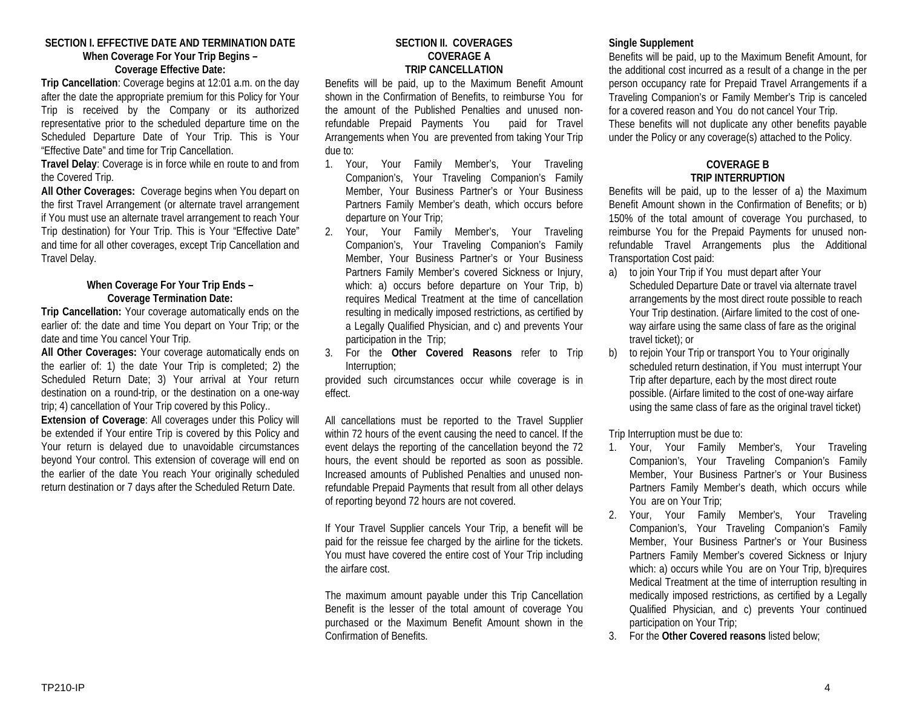## SECTION I. EFFECTIVE DATE AND TERMINATION DATE

### When Coverage For Your Trip Begins – Coverage Effective Date:

**Trip Cancellation**: Coverage begins at 12:01 a.m. on the day after the date the appropriate premium for this Policy for Your Trip is received by the Company or its authorized representative prior to the scheduled departure time on the Scheduled Departure Date of Your Trip. This is Your "Effective Date" and time for Trip Cancellation.

**Travel Delay**: Coverage is in force while en route to and from the Covered Trip.

**All Other Coverages:** Coverage begins when You depart on the first Travel Arrangement (or alternate travel arrangement if You must use an alternate travel arrangement to reach Your Trip destination) for Your Trip. This is Your "Effective Date" and time for all other coverages, except Trip Cancellation and Travel Delay.

### When Coverage For Your Trip Ends – Coverage Termination Date:

**Trip Cancellation:** Your coverage automatically ends on the earlier of: the date and time You depart on Your Trip; or the date and time You cancel Your Trip.

**All Other Coverages:** Your coverage automatically ends on the earlier of: 1) the date Your Trip is completed; 2) the Scheduled Return Date; 3) Your arrival at Your return destination on a round-trip, or the destination on a one-way trip; 4) cancellation of Your Trip covered by this Policy..

**Extension of Coverage**: All coverages under this Policy will be extended if Your entire Trip is covered by this Policy and Your return is delayed due to unavoidable circumstances beyond Your control. This extension of coverage will end on the earlier of the date You reach Your originally scheduled return destination or 7 days after the Scheduled Return Date.

## SECTION II. COVERAGES

### COVERAGE A
### TRIP CANCELLATION

Benefits will be paid, up to the Maximum Benefit Amount shown in the Confirmation of Benefits, to reimburse You for the amount of the Published Penalties and unused non-refundable Prepaid Payments You paid for Travel Arrangements when You are prevented from taking Your Trip due to:

1. Your, Your Family Member's, Your Traveling Companion's, Your Traveling Companion's Family Member, Your Business Partner's or Your Business Partners Family Member's death, which occurs before departure on Your Trip;
2. Your, Your Family Member's, Your Traveling Companion's, Your Traveling Companion's Family Member, Your Business Partner's or Your Business Partners Family Member's covered Sickness or Injury, which: a) occurs before departure on Your Trip, b) requires Medical Treatment at the time of cancellation resulting in medically imposed restrictions, as certified by a Legally Qualified Physician, and c) and prevents Your participation in the Trip;
3. For the **Other Covered Reasons** refer to Trip Interruption;

provided such circumstances occur while coverage is in effect.

All cancellations must be reported to the Travel Supplier within 72 hours of the event causing the need to cancel. If the event delays the reporting of the cancellation beyond the 72 hours, the event should be reported as soon as possible. Increased amounts of Published Penalties and unused non-refundable Prepaid Payments that result from all other delays of reporting beyond 72 hours are not covered.

If Your Travel Supplier cancels Your Trip, a benefit will be paid for the reissue fee charged by the airline for the tickets. You must have covered the entire cost of Your Trip including the airfare cost.

The maximum amount payable under this Trip Cancellation Benefit is the lesser of the total amount of coverage You purchased or the Maximum Benefit Amount shown in the Confirmation of Benefits.

**Single Supplement**

Benefits will be paid, up to the Maximum Benefit Amount, for the additional cost incurred as a result of a change in the per person occupancy rate for Prepaid Travel Arrangements if a Traveling Companion's or Family Member's Trip is canceled for a covered reason and You do not cancel Your Trip.

These benefits will not duplicate any other benefits payable under the Policy or any coverage(s) attached to the Policy.

### COVERAGE B
### TRIP INTERRUPTION

Benefits will be paid, up to the lesser of a) the Maximum Benefit Amount shown in the Confirmation of Benefits; or b) 150% of the total amount of coverage You purchased, to reimburse You for the Prepaid Payments for unused non-refundable Travel Arrangements plus the Additional Transportation Cost paid:

a) to join Your Trip if You must depart after Your Scheduled Departure Date or travel via alternate travel arrangements by the most direct route possible to reach Your Trip destination. (Airfare limited to the cost of one-way airfare using the same class of fare as the original travel ticket); or
b) to rejoin Your Trip or transport You to Your originally scheduled return destination, if You must interrupt Your Trip after departure, each by the most direct route possible. (Airfare limited to the cost of one-way airfare using the same class of fare as the original travel ticket)

Trip Interruption must be due to:

1. Your, Your Family Member's, Your Traveling Companion's, Your Traveling Companion's Family Member, Your Business Partner's or Your Business Partners Family Member's death, which occurs while You are on Your Trip;
2. Your, Your Family Member's, Your Traveling Companion's, Your Traveling Companion's Family Member, Your Business Partner's or Your Business Partners Family Member's covered Sickness or Injury which: a) occurs while You are on Your Trip, b)requires Medical Treatment at the time of interruption resulting in medically imposed restrictions, as certified by a Legally Qualified Physician, and c) prevents Your continued participation on Your Trip;
3. For the **Other Covered reasons** listed below;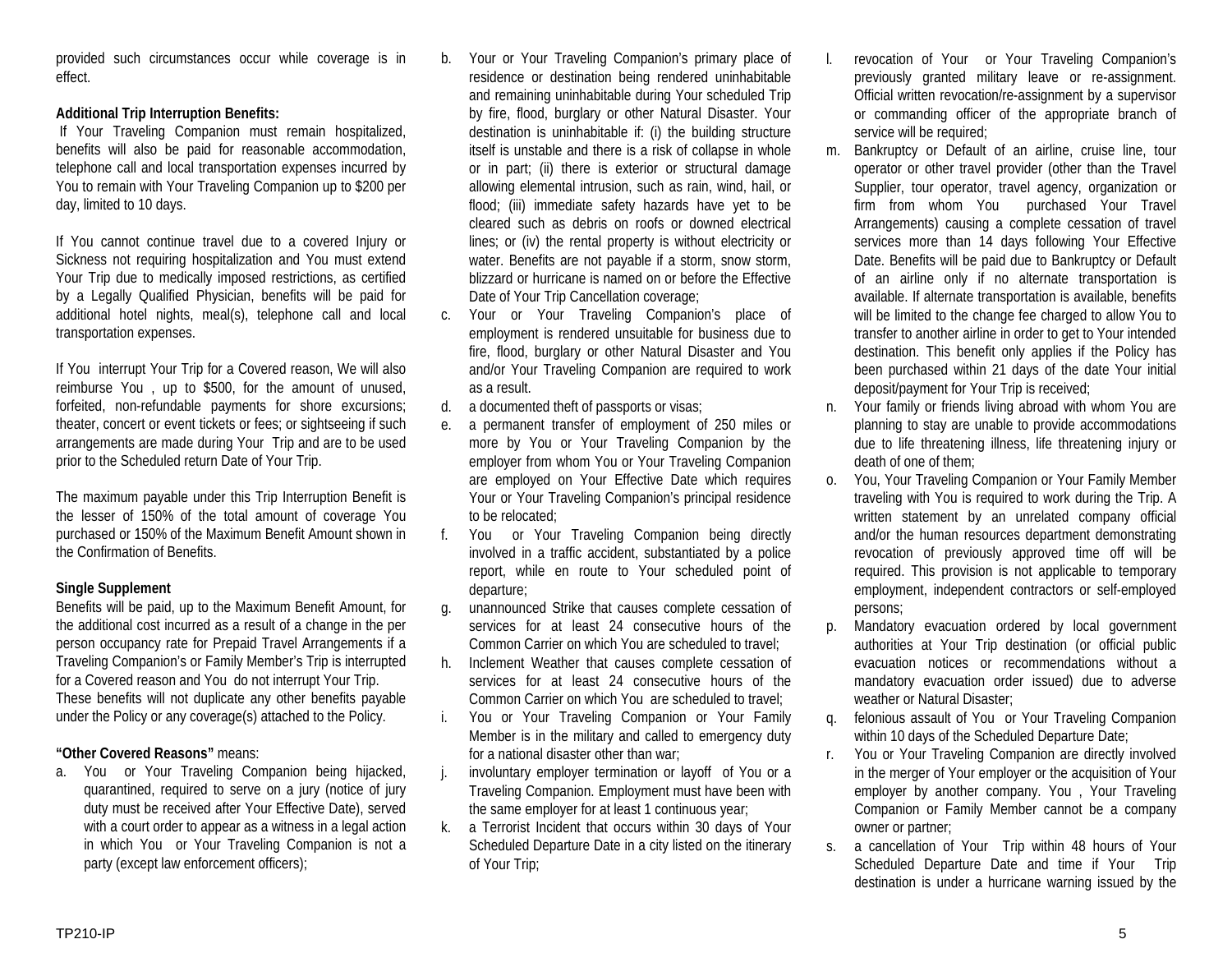provided such circumstances occur while coverage is in effect.

**Additional Trip Interruption Benefits:**

If Your Traveling Companion must remain hospitalized, benefits will also be paid for reasonable accommodation, telephone call and local transportation expenses incurred by You to remain with Your Traveling Companion up to $200 per day, limited to 10 days.

If You cannot continue travel due to a covered Injury or Sickness not requiring hospitalization and You must extend Your Trip due to medically imposed restrictions, as certified by a Legally Qualified Physician, benefits will be paid for additional hotel nights, meal(s), telephone call and local transportation expenses.

If You interrupt Your Trip for a Covered reason, We will also reimburse You , up to $500, for the amount of unused, forfeited, non-refundable payments for shore excursions; theater, concert or event tickets or fees; or sightseeing if such arrangements are made during Your Trip and are to be used prior to the Scheduled return Date of Your Trip.

The maximum payable under this Trip Interruption Benefit is the lesser of 150% of the total amount of coverage You purchased or 150% of the Maximum Benefit Amount shown in the Confirmation of Benefits.

**Single Supplement**

Benefits will be paid, up to the Maximum Benefit Amount, for the additional cost incurred as a result of a change in the per person occupancy rate for Prepaid Travel Arrangements if a Traveling Companion's or Family Member's Trip is interrupted for a Covered reason and You do not interrupt Your Trip.
These benefits will not duplicate any other benefits payable under the Policy or any coverage(s) attached to the Policy.

**"Other Covered Reasons"** means:

a. You or Your Traveling Companion being hijacked, quarantined, required to serve on a jury (notice of jury duty must be received after Your Effective Date), served with a court order to appear as a witness in a legal action in which You or Your Traveling Companion is not a party (except law enforcement officers);
b. Your or Your Traveling Companion's primary place of residence or destination being rendered uninhabitable and remaining uninhabitable during Your scheduled Trip by fire, flood, burglary or other Natural Disaster. Your destination is uninhabitable if: (i) the building structure itself is unstable and there is a risk of collapse in whole or in part; (ii) there is exterior or structural damage allowing elemental intrusion, such as rain, wind, hail, or flood; (iii) immediate safety hazards have yet to be cleared such as debris on roofs or downed electrical lines; or (iv) the rental property is without electricity or water. Benefits are not payable if a storm, snow storm, blizzard or hurricane is named on or before the Effective Date of Your Trip Cancellation coverage;
c. Your or Your Traveling Companion's place of employment is rendered unsuitable for business due to fire, flood, burglary or other Natural Disaster and You and/or Your Traveling Companion are required to work as a result.
d. a documented theft of passports or visas;
e. a permanent transfer of employment of 250 miles or more by You or Your Traveling Companion by the employer from whom You or Your Traveling Companion are employed on Your Effective Date which requires Your or Your Traveling Companion's principal residence to be relocated;
f. You or Your Traveling Companion being directly involved in a traffic accident, substantiated by a police report, while en route to Your scheduled point of departure;
g. unannounced Strike that causes complete cessation of services for at least 24 consecutive hours of the Common Carrier on which You are scheduled to travel;
h. Inclement Weather that causes complete cessation of services for at least 24 consecutive hours of the Common Carrier on which You are scheduled to travel;
i. You or Your Traveling Companion or Your Family Member is in the military and called to emergency duty for a national disaster other than war;
j. involuntary employer termination or layoff of You or a Traveling Companion. Employment must have been with the same employer for at least 1 continuous year;
k. a Terrorist Incident that occurs within 30 days of Your Scheduled Departure Date in a city listed on the itinerary of Your Trip;
l. revocation of Your or Your Traveling Companion's previously granted military leave or re-assignment. Official written revocation/re-assignment by a supervisor or commanding officer of the appropriate branch of service will be required;
m. Bankruptcy or Default of an airline, cruise line, tour operator or other travel provider (other than the Travel Supplier, tour operator, travel agency, organization or firm from whom You purchased Your Travel Arrangements) causing a complete cessation of travel services more than 14 days following Your Effective Date. Benefits will be paid due to Bankruptcy or Default of an airline only if no alternate transportation is available. If alternate transportation is available, benefits will be limited to the change fee charged to allow You to transfer to another airline in order to get to Your intended destination. This benefit only applies if the Policy has been purchased within 21 days of the date Your initial deposit/payment for Your Trip is received;
n. Your family or friends living abroad with whom You are planning to stay are unable to provide accommodations due to life threatening illness, life threatening injury or death of one of them;
o. You, Your Traveling Companion or Your Family Member traveling with You is required to work during the Trip. A written statement by an unrelated company official and/or the human resources department demonstrating revocation of previously approved time off will be required. This provision is not applicable to temporary employment, independent contractors or self-employed persons;
p. Mandatory evacuation ordered by local government authorities at Your Trip destination (or official public evacuation notices or recommendations without a mandatory evacuation order issued) due to adverse weather or Natural Disaster;
q. felonious assault of You or Your Traveling Companion within 10 days of the Scheduled Departure Date;
r. You or Your Traveling Companion are directly involved in the merger of Your employer or the acquisition of Your employer by another company. You , Your Traveling Companion or Family Member cannot be a company owner or partner;
s. a cancellation of Your Trip within 48 hours of Your Scheduled Departure Date and time if Your Trip destination is under a hurricane warning issued by the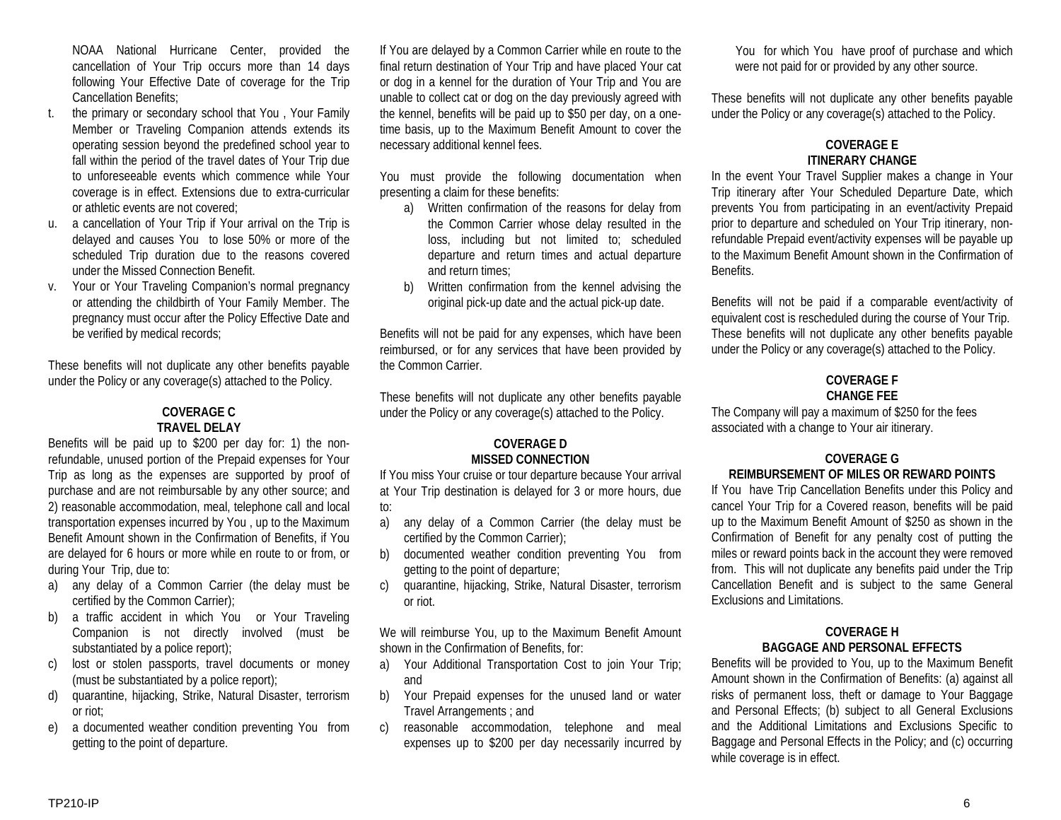NOAA National Hurricane Center, provided the cancellation of Your Trip occurs more than 14 days following Your Effective Date of coverage for the Trip Cancellation Benefits;

t. the primary or secondary school that You , Your Family Member or Traveling Companion attends extends its operating session beyond the predefined school year to fall within the period of the travel dates of Your Trip due to unforeseeable events which commence while Your coverage is in effect. Extensions due to extra-curricular or athletic events are not covered;

u. a cancellation of Your Trip if Your arrival on the Trip is delayed and causes You to lose 50% or more of the scheduled Trip duration due to the reasons covered under the Missed Connection Benefit.

v. Your or Your Traveling Companion's normal pregnancy or attending the childbirth of Your Family Member. The pregnancy must occur after the Policy Effective Date and be verified by medical records;

These benefits will not duplicate any other benefits payable under the Policy or any coverage(s) attached to the Policy.

**COVERAGE C**
**TRAVEL DELAY**

Benefits will be paid up to $200 per day for: 1) the non-refundable, unused portion of the Prepaid expenses for Your Trip as long as the expenses are supported by proof of purchase and are not reimbursable by any other source; and 2) reasonable accommodation, meal, telephone call and local transportation expenses incurred by You , up to the Maximum Benefit Amount shown in the Confirmation of Benefits, if You are delayed for 6 hours or more while en route to or from, or during Your Trip, due to:

a) any delay of a Common Carrier (the delay must be certified by the Common Carrier);
b) a traffic accident in which You or Your Traveling Companion is not directly involved (must be substantiated by a police report);
c) lost or stolen passports, travel documents or money (must be substantiated by a police report);
d) quarantine, hijacking, Strike, Natural Disaster, terrorism or riot;
e) a documented weather condition preventing You from getting to the point of departure.

If You are delayed by a Common Carrier while en route to the final return destination of Your Trip and have placed Your cat or dog in a kennel for the duration of Your Trip and You are unable to collect cat or dog on the day previously agreed with the kennel, benefits will be paid up to $50 per day, on a one-time basis, up to the Maximum Benefit Amount to cover the necessary additional kennel fees.

You must provide the following documentation when presenting a claim for these benefits:

a) Written confirmation of the reasons for delay from the Common Carrier whose delay resulted in the loss, including but not limited to; scheduled departure and return times and actual departure and return times;
b) Written confirmation from the kennel advising the original pick-up date and the actual pick-up date.

Benefits will not be paid for any expenses, which have been reimbursed, or for any services that have been provided by the Common Carrier.

These benefits will not duplicate any other benefits payable under the Policy or any coverage(s) attached to the Policy.

**COVERAGE D**
**MISSED CONNECTION**

If You miss Your cruise or tour departure because Your arrival at Your Trip destination is delayed for 3 or more hours, due to:

a) any delay of a Common Carrier (the delay must be certified by the Common Carrier);
b) documented weather condition preventing You from getting to the point of departure;
c) quarantine, hijacking, Strike, Natural Disaster, terrorism or riot.

We will reimburse You, up to the Maximum Benefit Amount shown in the Confirmation of Benefits, for:

a) Your Additional Transportation Cost to join Your Trip; and
b) Your Prepaid expenses for the unused land or water Travel Arrangements ; and
c) reasonable accommodation, telephone and meal expenses up to $200 per day necessarily incurred by You for which You have proof of purchase and which were not paid for or provided by any other source.

These benefits will not duplicate any other benefits payable under the Policy or any coverage(s) attached to the Policy.

**COVERAGE E**
**ITINERARY CHANGE**

In the event Your Travel Supplier makes a change in Your Trip itinerary after Your Scheduled Departure Date, which prevents You from participating in an event/activity Prepaid prior to departure and scheduled on Your Trip itinerary, non-refundable Prepaid event/activity expenses will be payable up to the Maximum Benefit Amount shown in the Confirmation of Benefits.

Benefits will not be paid if a comparable event/activity of equivalent cost is rescheduled during the course of Your Trip. These benefits will not duplicate any other benefits payable under the Policy or any coverage(s) attached to the Policy.

**COVERAGE F**
**CHANGE FEE**

The Company will pay a maximum of $250 for the fees associated with a change to Your air itinerary.

**COVERAGE G**
**REIMBURSEMENT OF MILES OR REWARD POINTS**

If You have Trip Cancellation Benefits under this Policy and cancel Your Trip for a Covered reason, benefits will be paid up to the Maximum Benefit Amount of $250 as shown in the Confirmation of Benefit for any penalty cost of putting the miles or reward points back in the account they were removed from. This will not duplicate any benefits paid under the Trip Cancellation Benefit and is subject to the same General Exclusions and Limitations.

**COVERAGE H**
**BAGGAGE AND PERSONAL EFFECTS**

Benefits will be provided to You, up to the Maximum Benefit Amount shown in the Confirmation of Benefits: (a) against all risks of permanent loss, theft or damage to Your Baggage and Personal Effects; (b) subject to all General Exclusions and the Additional Limitations and Exclusions Specific to Baggage and Personal Effects in the Policy; and (c) occurring while coverage is in effect.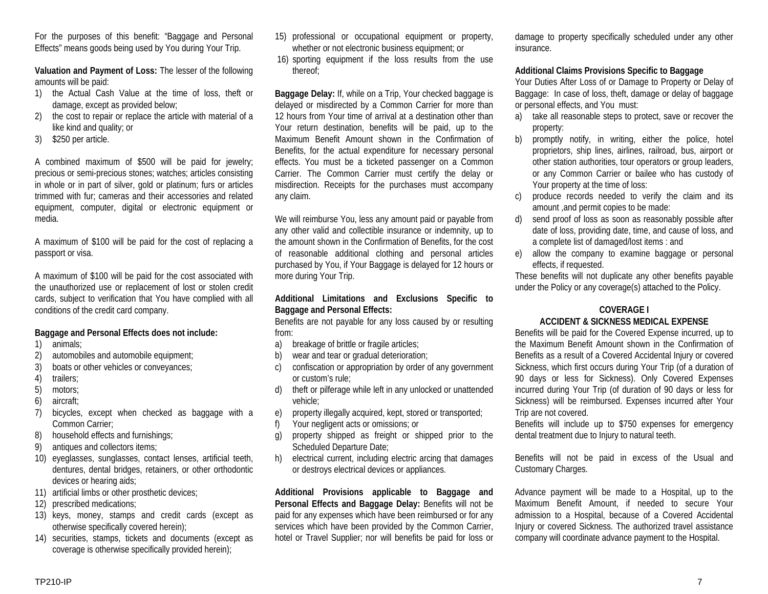For the purposes of this benefit: "Baggage and Personal Effects" means goods being used by You during Your Trip.

**Valuation and Payment of Loss:** The lesser of the following amounts will be paid:

1) the Actual Cash Value at the time of loss, theft or damage, except as provided below;
2) the cost to repair or replace the article with material of a like kind and quality; or
3) $250 per article.

A combined maximum of $500 will be paid for jewelry; precious or semi-precious stones; watches; articles consisting in whole or in part of silver, gold or platinum; furs or articles trimmed with fur; cameras and their accessories and related equipment, computer, digital or electronic equipment or media.

A maximum of $100 will be paid for the cost of replacing a passport or visa.

A maximum of $100 will be paid for the cost associated with the unauthorized use or replacement of lost or stolen credit cards, subject to verification that You have complied with all conditions of the credit card company.

**Baggage and Personal Effects does not include:**

1) animals;
2) automobiles and automobile equipment;
3) boats or other vehicles or conveyances;
4) trailers;
5) motors;
6) aircraft;
7) bicycles, except when checked as baggage with a Common Carrier;
8) household effects and furnishings;
9) antiques and collectors items;
10) eyeglasses, sunglasses, contact lenses, artificial teeth, dentures, dental bridges, retainers, or other orthodontic devices or hearing aids;
11) artificial limbs or other prosthetic devices;
12) prescribed medications;
13) keys, money, stamps and credit cards (except as otherwise specifically covered herein);
14) securities, stamps, tickets and documents (except as coverage is otherwise specifically provided herein);
15) professional or occupational equipment or property, whether or not electronic business equipment; or
16) sporting equipment if the loss results from the use thereof;

**Baggage Delay:** If, while on a Trip, Your checked baggage is delayed or misdirected by a Common Carrier for more than 12 hours from Your time of arrival at a destination other than Your return destination, benefits will be paid, up to the Maximum Benefit Amount shown in the Confirmation of Benefits, for the actual expenditure for necessary personal effects. You must be a ticketed passenger on a Common Carrier. The Common Carrier must certify the delay or misdirection. Receipts for the purchases must accompany any claim.

We will reimburse You, less any amount paid or payable from any other valid and collectible insurance or indemnity, up to the amount shown in the Confirmation of Benefits, for the cost of reasonable additional clothing and personal articles purchased by You, if Your Baggage is delayed for 12 hours or more during Your Trip.

**Additional Limitations and Exclusions Specific to Baggage and Personal Effects:**

Benefits are not payable for any loss caused by or resulting from:

a) breakage of brittle or fragile articles;
b) wear and tear or gradual deterioration;
c) confiscation or appropriation by order of any government or custom's rule;
d) theft or pilferage while left in any unlocked or unattended vehicle;
e) property illegally acquired, kept, stored or transported;
f) Your negligent acts or omissions; or
g) property shipped as freight or shipped prior to the Scheduled Departure Date;
h) electrical current, including electric arcing that damages or destroys electrical devices or appliances.

**Additional Provisions applicable to Baggage and Personal Effects and Baggage Delay:** Benefits will not be paid for any expenses which have been reimbursed or for any services which have been provided by the Common Carrier, hotel or Travel Supplier; nor will benefits be paid for loss or damage to property specifically scheduled under any other insurance.

**Additional Claims Provisions Specific to Baggage**

Your Duties After Loss of or Damage to Property or Delay of Baggage: In case of loss, theft, damage or delay of baggage or personal effects, and You must:

a) take all reasonable steps to protect, save or recover the property:
b) promptly notify, in writing, either the police, hotel proprietors, ship lines, airlines, railroad, bus, airport or other station authorities, tour operators or group leaders, or any Common Carrier or bailee who has custody of Your property at the time of loss:
c) produce records needed to verify the claim and its amount ,and permit copies to be made:
d) send proof of loss as soon as reasonably possible after date of loss, providing date, time, and cause of loss, and a complete list of damaged/lost items : and
e) allow the company to examine baggage or personal effects, if requested.

These benefits will not duplicate any other benefits payable under the Policy or any coverage(s) attached to the Policy.

## COVERAGE I
## ACCIDENT & SICKNESS MEDICAL EXPENSE

Benefits will be paid for the Covered Expense incurred, up to the Maximum Benefit Amount shown in the Confirmation of Benefits as a result of a Covered Accidental Injury or covered Sickness, which first occurs during Your Trip (of a duration of 90 days or less for Sickness). Only Covered Expenses incurred during Your Trip (of duration of 90 days or less for Sickness) will be reimbursed. Expenses incurred after Your Trip are not covered.

Benefits will include up to $750 expenses for emergency dental treatment due to Injury to natural teeth.

Benefits will not be paid in excess of the Usual and Customary Charges.

Advance payment will be made to a Hospital, up to the Maximum Benefit Amount, if needed to secure Your admission to a Hospital, because of a Covered Accidental Injury or covered Sickness. The authorized travel assistance company will coordinate advance payment to the Hospital.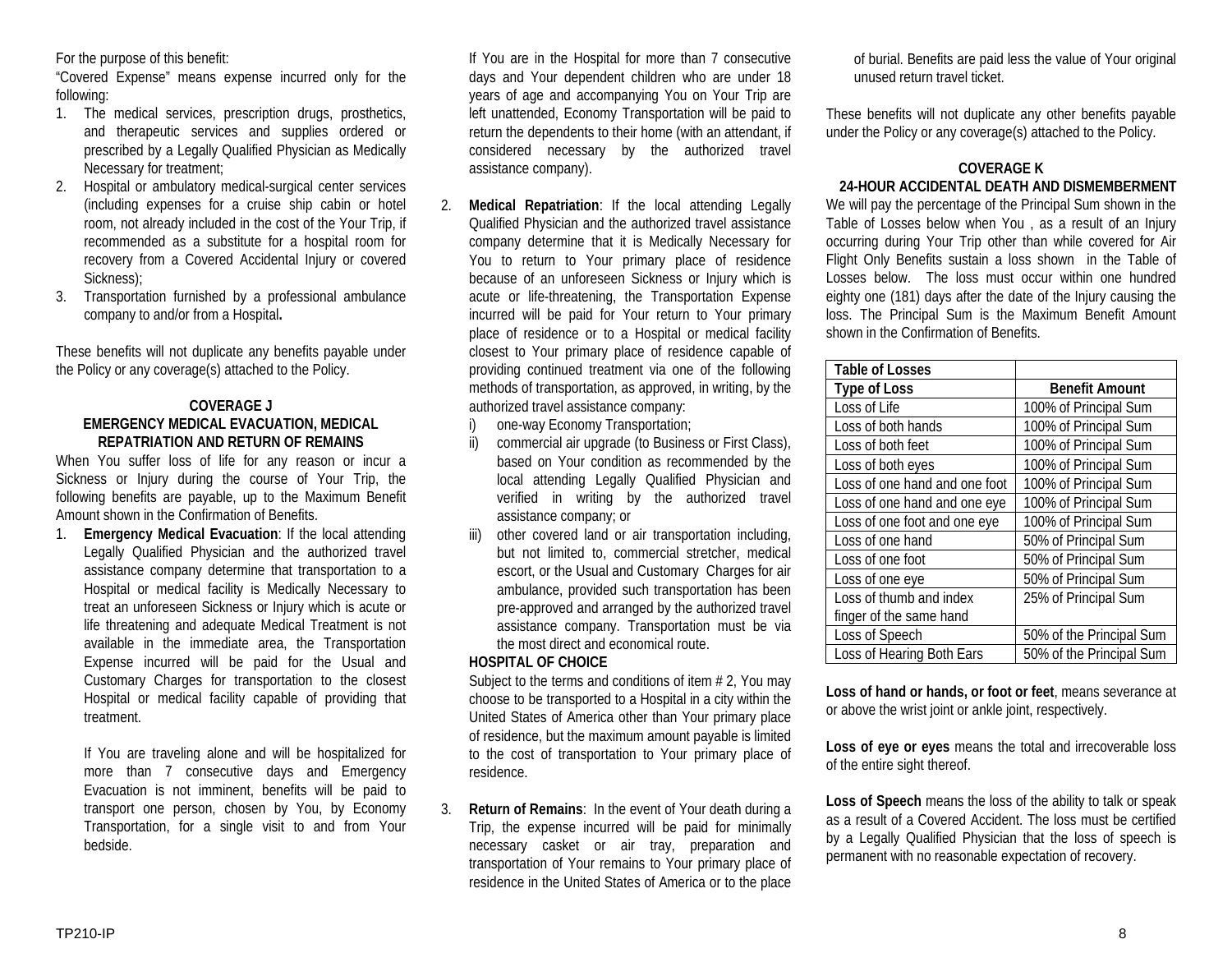For the purpose of this benefit:

"Covered Expense" means expense incurred only for the following:

1. The medical services, prescription drugs, prosthetics, and therapeutic services and supplies ordered or prescribed by a Legally Qualified Physician as Medically Necessary for treatment;
2. Hospital or ambulatory medical-surgical center services (including expenses for a cruise ship cabin or hotel room, not already included in the cost of the Your Trip, if recommended as a substitute for a hospital room for recovery from a Covered Accidental Injury or covered Sickness);
3. Transportation furnished by a professional ambulance company to and/or from a Hospital**.**

These benefits will not duplicate any benefits payable under the Policy or any coverage(s) attached to the Policy.

## COVERAGE J
## EMERGENCY MEDICAL EVACUATION, MEDICAL REPATRIATION AND RETURN OF REMAINS

When You suffer loss of life for any reason or incur a Sickness or Injury during the course of Your Trip, the following benefits are payable, up to the Maximum Benefit Amount shown in the Confirmation of Benefits.

1. **Emergency Medical Evacuation**: If the local attending Legally Qualified Physician and the authorized travel assistance company determine that transportation to a Hospital or medical facility is Medically Necessary to treat an unforeseen Sickness or Injury which is acute or life threatening and adequate Medical Treatment is not available in the immediate area, the Transportation Expense incurred will be paid for the Usual and Customary Charges for transportation to the closest Hospital or medical facility capable of providing that treatment.

   If You are traveling alone and will be hospitalized for more than 7 consecutive days and Emergency Evacuation is not imminent, benefits will be paid to transport one person, chosen by You, by Economy Transportation, for a single visit to and from Your bedside.

   If You are in the Hospital for more than 7 consecutive days and Your dependent children who are under 18 years of age and accompanying You on Your Trip are left unattended, Economy Transportation will be paid to return the dependents to their home (with an attendant, if considered necessary by the authorized travel assistance company).

2. **Medical Repatriation**: If the local attending Legally Qualified Physician and the authorized travel assistance company determine that it is Medically Necessary for You to return to Your primary place of residence because of an unforeseen Sickness or Injury which is acute or life-threatening, the Transportation Expense incurred will be paid for Your return to Your primary place of residence or to a Hospital or medical facility closest to Your primary place of residence capable of providing continued treatment via one of the following methods of transportation, as approved, in writing, by the authorized travel assistance company:
   i) one-way Economy Transportation;
   ii) commercial air upgrade (to Business or First Class), based on Your condition as recommended by the local attending Legally Qualified Physician and verified in writing by the authorized travel assistance company; or
   iii) other covered land or air transportation including, but not limited to, commercial stretcher, medical escort, or the Usual and Customary Charges for air ambulance, provided such transportation has been pre-approved and arranged by the authorized travel assistance company. Transportation must be via the most direct and economical route.

   **HOSPITAL OF CHOICE**

   Subject to the terms and conditions of item # 2, You may choose to be transported to a Hospital in a city within the United States of America other than Your primary place of residence, but the maximum amount payable is limited to the cost of transportation to Your primary place of residence.

3. **Return of Remains**: In the event of Your death during a Trip, the expense incurred will be paid for minimally necessary casket or air tray, preparation and transportation of Your remains to Your primary place of residence in the United States of America or to the place of burial. Benefits are paid less the value of Your original unused return travel ticket.

These benefits will not duplicate any other benefits payable under the Policy or any coverage(s) attached to the Policy.

## COVERAGE K
## 24-HOUR ACCIDENTAL DEATH AND DISMEMBERMENT

We will pay the percentage of the Principal Sum shown in the Table of Losses below when You , as a result of an Injury occurring during Your Trip other than while covered for Air Flight Only Benefits sustain a loss shown in the Table of Losses below. The loss must occur within one hundred eighty one (181) days after the date of the Injury causing the loss. The Principal Sum is the Maximum Benefit Amount shown in the Confirmation of Benefits.

| **Table of Losses** | |
|---|---|
| **Type of Loss** | **Benefit Amount** |
| Loss of Life | 100% of Principal Sum |
| Loss of both hands | 100% of Principal Sum |
| Loss of both feet | 100% of Principal Sum |
| Loss of both eyes | 100% of Principal Sum |
| Loss of one hand and one foot | 100% of Principal Sum |
| Loss of one hand and one eye | 100% of Principal Sum |
| Loss of one foot and one eye | 100% of Principal Sum |
| Loss of one hand | 50% of Principal Sum |
| Loss of one foot | 50% of Principal Sum |
| Loss of one eye | 50% of Principal Sum |
| Loss of thumb and index finger of the same hand | 25% of Principal Sum |
| Loss of Speech | 50% of the Principal Sum |
| Loss of Hearing Both Ears | 50% of the Principal Sum |

**Loss of hand or hands, or foot or feet**, means severance at or above the wrist joint or ankle joint, respectively.

**Loss of eye or eyes** means the total and irrecoverable loss of the entire sight thereof.

**Loss of Speech** means the loss of the ability to talk or speak as a result of a Covered Accident. The loss must be certified by a Legally Qualified Physician that the loss of speech is permanent with no reasonable expectation of recovery.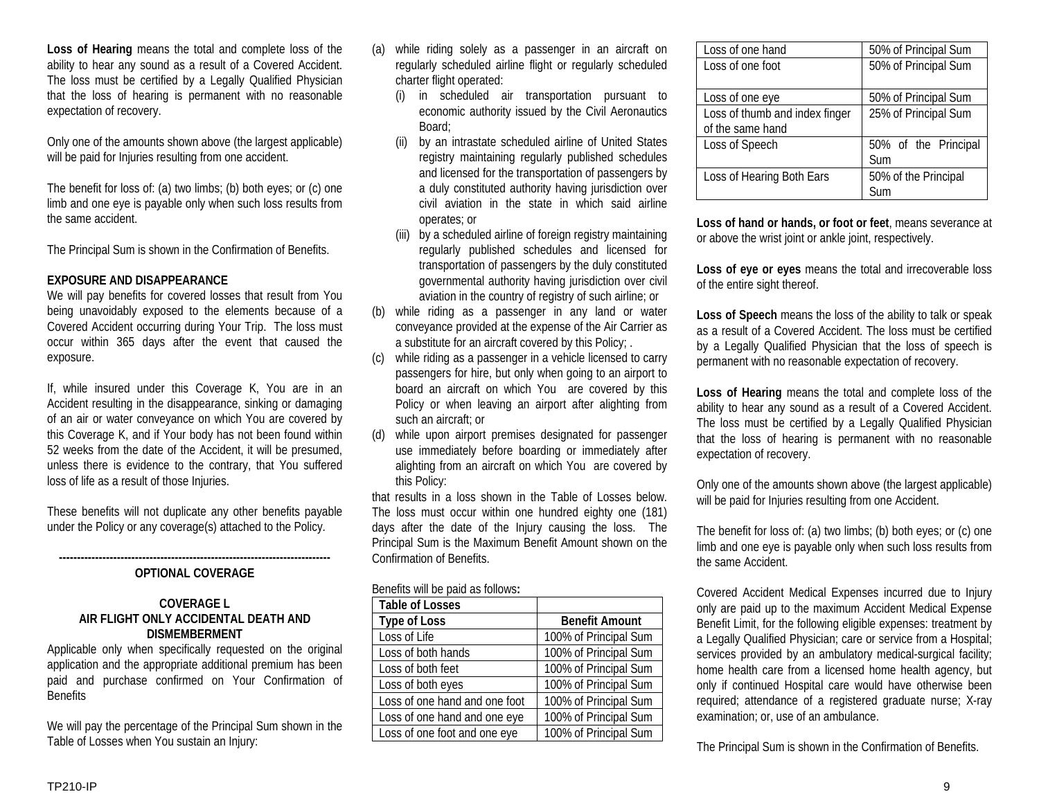**Loss of Hearing** means the total and complete loss of the ability to hear any sound as a result of a Covered Accident. The loss must be certified by a Legally Qualified Physician that the loss of hearing is permanent with no reasonable expectation of recovery.

Only one of the amounts shown above (the largest applicable) will be paid for Injuries resulting from one accident.

The benefit for loss of: (a) two limbs; (b) both eyes; or (c) one limb and one eye is payable only when such loss results from the same accident.

The Principal Sum is shown in the Confirmation of Benefits.

**EXPOSURE AND DISAPPEARANCE**

We will pay benefits for covered losses that result from You being unavoidably exposed to the elements because of a Covered Accident occurring during Your Trip. The loss must occur within 365 days after the event that caused the exposure.

If, while insured under this Coverage K, You are in an Accident resulting in the disappearance, sinking or damaging of an air or water conveyance on which You are covered by this Coverage K, and if Your body has not been found within 52 weeks from the date of the Accident, it will be presumed, unless there is evidence to the contrary, that You suffered loss of life as a result of those Injuries.

These benefits will not duplicate any other benefits payable under the Policy or any coverage(s) attached to the Policy.

---

**OPTIONAL COVERAGE**

**COVERAGE L**
**AIR FLIGHT ONLY ACCIDENTAL DEATH AND DISMEMBERMENT**

Applicable only when specifically requested on the original application and the appropriate additional premium has been paid and purchase confirmed on Your Confirmation of Benefits

We will pay the percentage of the Principal Sum shown in the Table of Losses when You sustain an Injury:

(a) while riding solely as a passenger in an aircraft on regularly scheduled airline flight or regularly scheduled charter flight operated:
   (i) in scheduled air transportation pursuant to economic authority issued by the Civil Aeronautics Board;
   (ii) by an intrastate scheduled airline of United States registry maintaining regularly published schedules and licensed for the transportation of passengers by a duly constituted authority having jurisdiction over civil aviation in the state in which said airline operates; or
   (iii) by a scheduled airline of foreign registry maintaining regularly published schedules and licensed for transportation of passengers by the duly constituted governmental authority having jurisdiction over civil aviation in the country of registry of such airline; or
(b) while riding as a passenger in any land or water conveyance provided at the expense of the Air Carrier as a substitute for an aircraft covered by this Policy; .
(c) while riding as a passenger in a vehicle licensed to carry passengers for hire, but only when going to an airport to board an aircraft on which You are covered by this Policy or when leaving an airport after alighting from such an aircraft; or
(d) while upon airport premises designated for passenger use immediately before boarding or immediately after alighting from an aircraft on which You are covered by this Policy:

that results in a loss shown in the Table of Losses below. The loss must occur within one hundred eighty one (181) days after the date of the Injury causing the loss. The Principal Sum is the Maximum Benefit Amount shown on the Confirmation of Benefits.

Benefits will be paid as follows**:**

| **Table of Losses** | |
|---|---|
| **Type of Loss** | **Benefit Amount** |
| Loss of Life | 100% of Principal Sum |
| Loss of both hands | 100% of Principal Sum |
| Loss of both feet | 100% of Principal Sum |
| Loss of both eyes | 100% of Principal Sum |
| Loss of one hand and one foot | 100% of Principal Sum |
| Loss of one hand and one eye | 100% of Principal Sum |
| Loss of one foot and one eye | 100% of Principal Sum |
| Loss of one hand | 50% of Principal Sum |
| Loss of one foot | 50% of Principal Sum |
| Loss of one eye | 50% of Principal Sum |
| Loss of thumb and index finger of the same hand | 25% of Principal Sum |
| Loss of Speech | 50% of the Principal Sum |
| Loss of Hearing Both Ears | 50% of the Principal Sum |

**Loss of hand or hands, or foot or feet**, means severance at or above the wrist joint or ankle joint, respectively.

**Loss of eye or eyes** means the total and irrecoverable loss of the entire sight thereof.

**Loss of Speech** means the loss of the ability to talk or speak as a result of a Covered Accident. The loss must be certified by a Legally Qualified Physician that the loss of speech is permanent with no reasonable expectation of recovery.

**Loss of Hearing** means the total and complete loss of the ability to hear any sound as a result of a Covered Accident. The loss must be certified by a Legally Qualified Physician that the loss of hearing is permanent with no reasonable expectation of recovery.

Only one of the amounts shown above (the largest applicable) will be paid for Injuries resulting from one Accident.

The benefit for loss of: (a) two limbs; (b) both eyes; or (c) one limb and one eye is payable only when such loss results from the same Accident.

Covered Accident Medical Expenses incurred due to Injury only are paid up to the maximum Accident Medical Expense Benefit Limit, for the following eligible expenses: treatment by a Legally Qualified Physician; care or service from a Hospital; services provided by an ambulatory medical-surgical facility; home health care from a licensed home health agency, but only if continued Hospital care would have otherwise been required; attendance of a registered graduate nurse; X-ray examination; or, use of an ambulance.

The Principal Sum is shown in the Confirmation of Benefits.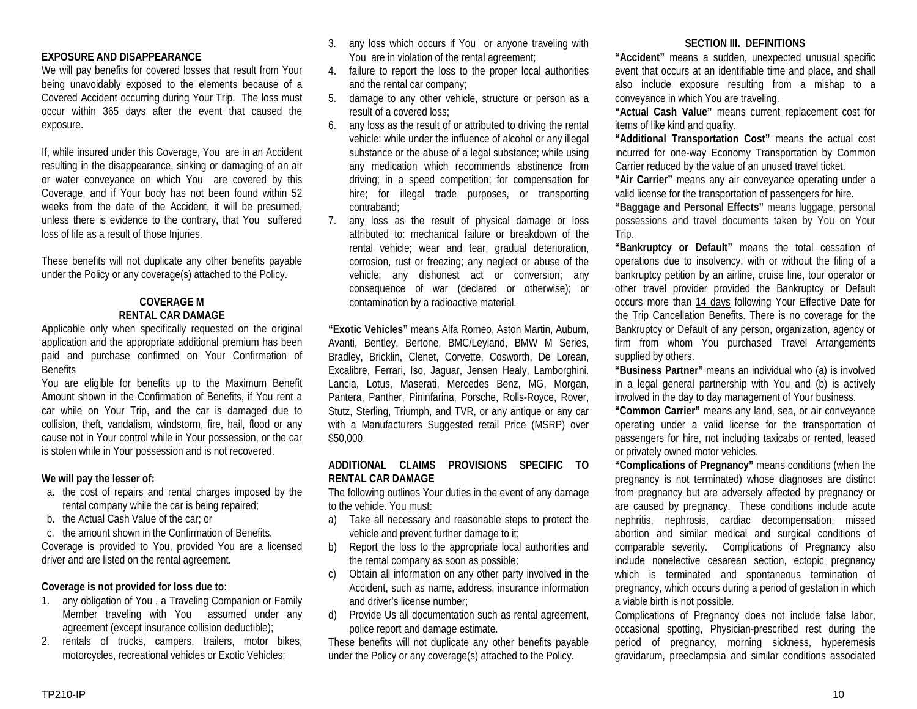**EXPOSURE AND DISAPPEARANCE**

We will pay benefits for covered losses that result from Your being unavoidably exposed to the elements because of a Covered Accident occurring during Your Trip. The loss must occur within 365 days after the event that caused the exposure.

If, while insured under this Coverage, You are in an Accident resulting in the disappearance, sinking or damaging of an air or water conveyance on which You are covered by this Coverage, and if Your body has not been found within 52 weeks from the date of the Accident, it will be presumed, unless there is evidence to the contrary, that You suffered loss of life as a result of those Injuries.

These benefits will not duplicate any other benefits payable under the Policy or any coverage(s) attached to the Policy.

## COVERAGE M
## RENTAL CAR DAMAGE

Applicable only when specifically requested on the original application and the appropriate additional premium has been paid and purchase confirmed on Your Confirmation of Benefits

You are eligible for benefits up to the Maximum Benefit Amount shown in the Confirmation of Benefits, if You rent a car while on Your Trip, and the car is damaged due to collision, theft, vandalism, windstorm, fire, hail, flood or any cause not in Your control while in Your possession, or the car is stolen while in Your possession and is not recovered.

**We will pay the lesser of:**

a. the cost of repairs and rental charges imposed by the rental company while the car is being repaired;
b. the Actual Cash Value of the car; or
c. the amount shown in the Confirmation of Benefits.

Coverage is provided to You, provided You are a licensed driver and are listed on the rental agreement.

**Coverage is not provided for loss due to:**

1. any obligation of You , a Traveling Companion or Family Member traveling with You assumed under any agreement (except insurance collision deductible);
2. rentals of trucks, campers, trailers, motor bikes, motorcycles, recreational vehicles or Exotic Vehicles;
3. any loss which occurs if You or anyone traveling with You are in violation of the rental agreement;
4. failure to report the loss to the proper local authorities and the rental car company;
5. damage to any other vehicle, structure or person as a result of a covered loss;
6. any loss as the result of or attributed to driving the rental vehicle: while under the influence of alcohol or any illegal substance or the abuse of a legal substance; while using any medication which recommends abstinence from driving; in a speed competition; for compensation for hire; for illegal trade purposes, or transporting contraband;
7. any loss as the result of physical damage or loss attributed to: mechanical failure or breakdown of the rental vehicle; wear and tear, gradual deterioration, corrosion, rust or freezing; any neglect or abuse of the vehicle; any dishonest act or conversion; any consequence of war (declared or otherwise); or contamination by a radioactive material.

**"Exotic Vehicles"** means Alfa Romeo, Aston Martin, Auburn, Avanti, Bentley, Bertone, BMC/Leyland, BMW M Series, Bradley, Bricklin, Clenet, Corvette, Cosworth, De Lorean, Excalibre, Ferrari, Iso, Jaguar, Jensen Healy, Lamborghini. Lancia, Lotus, Maserati, Mercedes Benz, MG, Morgan, Pantera, Panther, Pininfarina, Porsche, Rolls-Royce, Rover, Stutz, Sterling, Triumph, and TVR, or any antique or any car with a Manufacturers Suggested retail Price (MSRP) over $50,000.

**ADDITIONAL CLAIMS PROVISIONS SPECIFIC TO RENTAL CAR DAMAGE**

The following outlines Your duties in the event of any damage to the vehicle. You must:

a) Take all necessary and reasonable steps to protect the vehicle and prevent further damage to it;
b) Report the loss to the appropriate local authorities and the rental company as soon as possible;
c) Obtain all information on any other party involved in the Accident, such as name, address, insurance information and driver's license number;
d) Provide Us all documentation such as rental agreement, police report and damage estimate.

These benefits will not duplicate any other benefits payable under the Policy or any coverage(s) attached to the Policy.

## SECTION III. DEFINITIONS

**"Accident"** means a sudden, unexpected unusual specific event that occurs at an identifiable time and place, and shall also include exposure resulting from a mishap to a conveyance in which You are traveling.

**"Actual Cash Value"** means current replacement cost for items of like kind and quality.

**"Additional Transportation Cost"** means the actual cost incurred for one-way Economy Transportation by Common Carrier reduced by the value of an unused travel ticket.

**"Air Carrier"** means any air conveyance operating under a valid license for the transportation of passengers for hire.

**"Baggage and Personal Effects"** means luggage, personal possessions and travel documents taken by You on Your Trip.

**"Bankruptcy or Default"** means the total cessation of operations due to insolvency, with or without the filing of a bankruptcy petition by an airline, cruise line, tour operator or other travel provider provided the Bankruptcy or Default occurs more than 14 days following Your Effective Date for the Trip Cancellation Benefits. There is no coverage for the Bankruptcy or Default of any person, organization, agency or firm from whom You purchased Travel Arrangements supplied by others.

**"Business Partner"** means an individual who (a) is involved in a legal general partnership with You and (b) is actively involved in the day to day management of Your business.

**"Common Carrier"** means any land, sea, or air conveyance operating under a valid license for the transportation of passengers for hire, not including taxicabs or rented, leased or privately owned motor vehicles.

**"Complications of Pregnancy"** means conditions (when the pregnancy is not terminated) whose diagnoses are distinct from pregnancy but are adversely affected by pregnancy or are caused by pregnancy. These conditions include acute nephritis, nephrosis, cardiac decompensation, missed abortion and similar medical and surgical conditions of comparable severity. Complications of Pregnancy also include nonelective cesarean section, ectopic pregnancy which is terminated and spontaneous termination of pregnancy, which occurs during a period of gestation in which a viable birth is not possible.

Complications of Pregnancy does not include false labor, occasional spotting, Physician-prescribed rest during the period of pregnancy, morning sickness, hyperemesis gravidarum, preeclampsia and similar conditions associated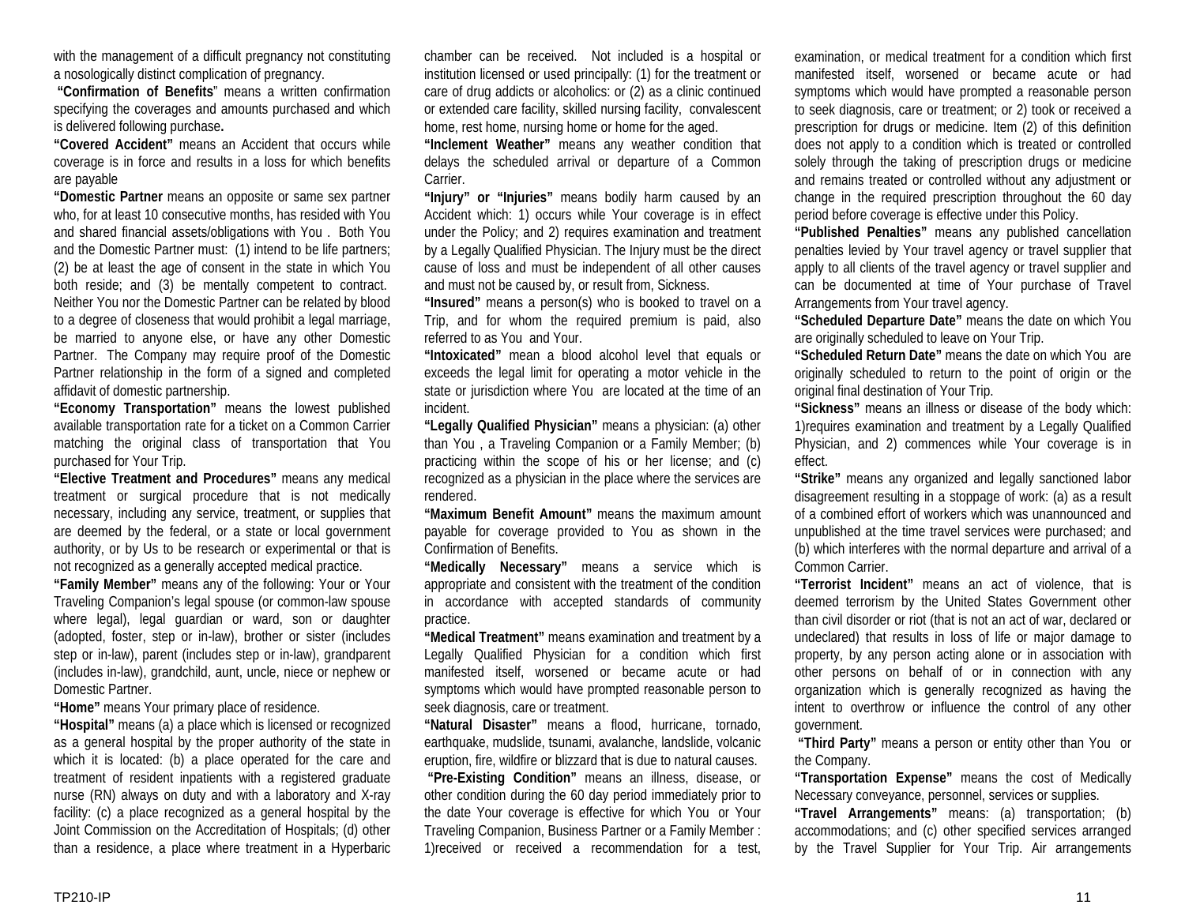with the management of a difficult pregnancy not constituting a nosologically distinct complication of pregnancy.

**"Confirmation of Benefits**" means a written confirmation specifying the coverages and amounts purchased and which is delivered following purchase**.**

**"Covered Accident"** means an Accident that occurs while coverage is in force and results in a loss for which benefits are payable

**"Domestic Partner** means an opposite or same sex partner who, for at least 10 consecutive months, has resided with You and shared financial assets/obligations with You . Both You and the Domestic Partner must: (1) intend to be life partners; (2) be at least the age of consent in the state in which You both reside; and (3) be mentally competent to contract. Neither You nor the Domestic Partner can be related by blood to a degree of closeness that would prohibit a legal marriage, be married to anyone else, or have any other Domestic Partner. The Company may require proof of the Domestic Partner relationship in the form of a signed and completed affidavit of domestic partnership.

**"Economy Transportation"** means the lowest published available transportation rate for a ticket on a Common Carrier matching the original class of transportation that You purchased for Your Trip.

**"Elective Treatment and Procedures"** means any medical treatment or surgical procedure that is not medically necessary, including any service, treatment, or supplies that are deemed by the federal, or a state or local government authority, or by Us to be research or experimental or that is not recognized as a generally accepted medical practice.

**"Family Member"** means any of the following: Your or Your Traveling Companion's legal spouse (or common-law spouse where legal), legal guardian or ward, son or daughter (adopted, foster, step or in-law), brother or sister (includes step or in-law), parent (includes step or in-law), grandparent (includes in-law), grandchild, aunt, uncle, niece or nephew or Domestic Partner.

**"Home"** means Your primary place of residence.

**"Hospital"** means (a) a place which is licensed or recognized as a general hospital by the proper authority of the state in which it is located: (b) a place operated for the care and treatment of resident inpatients with a registered graduate nurse (RN) always on duty and with a laboratory and X-ray facility: (c) a place recognized as a general hospital by the Joint Commission on the Accreditation of Hospitals; (d) other than a residence, a place where treatment in a Hyperbaric chamber can be received. Not included is a hospital or institution licensed or used principally: (1) for the treatment or care of drug addicts or alcoholics: or (2) as a clinic continued or extended care facility, skilled nursing facility, convalescent home, rest home, nursing home or home for the aged.

**"Inclement Weather"** means any weather condition that delays the scheduled arrival or departure of a Common Carrier.

**"Injury" or "Injuries"** means bodily harm caused by an Accident which: 1) occurs while Your coverage is in effect under the Policy; and 2) requires examination and treatment by a Legally Qualified Physician. The Injury must be the direct cause of loss and must be independent of all other causes and must not be caused by, or result from, Sickness.

**"Insured"** means a person(s) who is booked to travel on a Trip, and for whom the required premium is paid, also referred to as You and Your.

**"Intoxicated"** mean a blood alcohol level that equals or exceeds the legal limit for operating a motor vehicle in the state or jurisdiction where You are located at the time of an incident.

**"Legally Qualified Physician"** means a physician: (a) other than You , a Traveling Companion or a Family Member; (b) practicing within the scope of his or her license; and (c) recognized as a physician in the place where the services are rendered.

**"Maximum Benefit Amount"** means the maximum amount payable for coverage provided to You as shown in the Confirmation of Benefits.

**"Medically Necessary"** means a service which is appropriate and consistent with the treatment of the condition in accordance with accepted standards of community practice.

**"Medical Treatment"** means examination and treatment by a Legally Qualified Physician for a condition which first manifested itself, worsened or became acute or had symptoms which would have prompted reasonable person to seek diagnosis, care or treatment.

**"Natural Disaster"** means a flood, hurricane, tornado, earthquake, mudslide, tsunami, avalanche, landslide, volcanic eruption, fire, wildfire or blizzard that is due to natural causes.

**"Pre-Existing Condition"** means an illness, disease, or other condition during the 60 day period immediately prior to the date Your coverage is effective for which You or Your Traveling Companion, Business Partner or a Family Member : 1)received or received a recommendation for a test, examination, or medical treatment for a condition which first manifested itself, worsened or became acute or had symptoms which would have prompted a reasonable person to seek diagnosis, care or treatment; or 2) took or received a prescription for drugs or medicine. Item (2) of this definition does not apply to a condition which is treated or controlled solely through the taking of prescription drugs or medicine and remains treated or controlled without any adjustment or change in the required prescription throughout the 60 day period before coverage is effective under this Policy.

**"Published Penalties"** means any published cancellation penalties levied by Your travel agency or travel supplier that apply to all clients of the travel agency or travel supplier and can be documented at time of Your purchase of Travel Arrangements from Your travel agency.

**"Scheduled Departure Date"** means the date on which You are originally scheduled to leave on Your Trip.

**"Scheduled Return Date"** means the date on which You are originally scheduled to return to the point of origin or the original final destination of Your Trip.

**"Sickness"** means an illness or disease of the body which: 1)requires examination and treatment by a Legally Qualified Physician, and 2) commences while Your coverage is in effect.

**"Strike"** means any organized and legally sanctioned labor disagreement resulting in a stoppage of work: (a) as a result of a combined effort of workers which was unannounced and unpublished at the time travel services were purchased; and (b) which interferes with the normal departure and arrival of a Common Carrier.

**"Terrorist Incident"** means an act of violence, that is deemed terrorism by the United States Government other than civil disorder or riot (that is not an act of war, declared or undeclared) that results in loss of life or major damage to property, by any person acting alone or in association with other persons on behalf of or in connection with any organization which is generally recognized as having the intent to overthrow or influence the control of any other government.

**"Third Party"** means a person or entity other than You or the Company.

**"Transportation Expense"** means the cost of Medically Necessary conveyance, personnel, services or supplies.

**"Travel Arrangements"** means: (a) transportation; (b) accommodations; and (c) other specified services arranged by the Travel Supplier for Your Trip. Air arrangements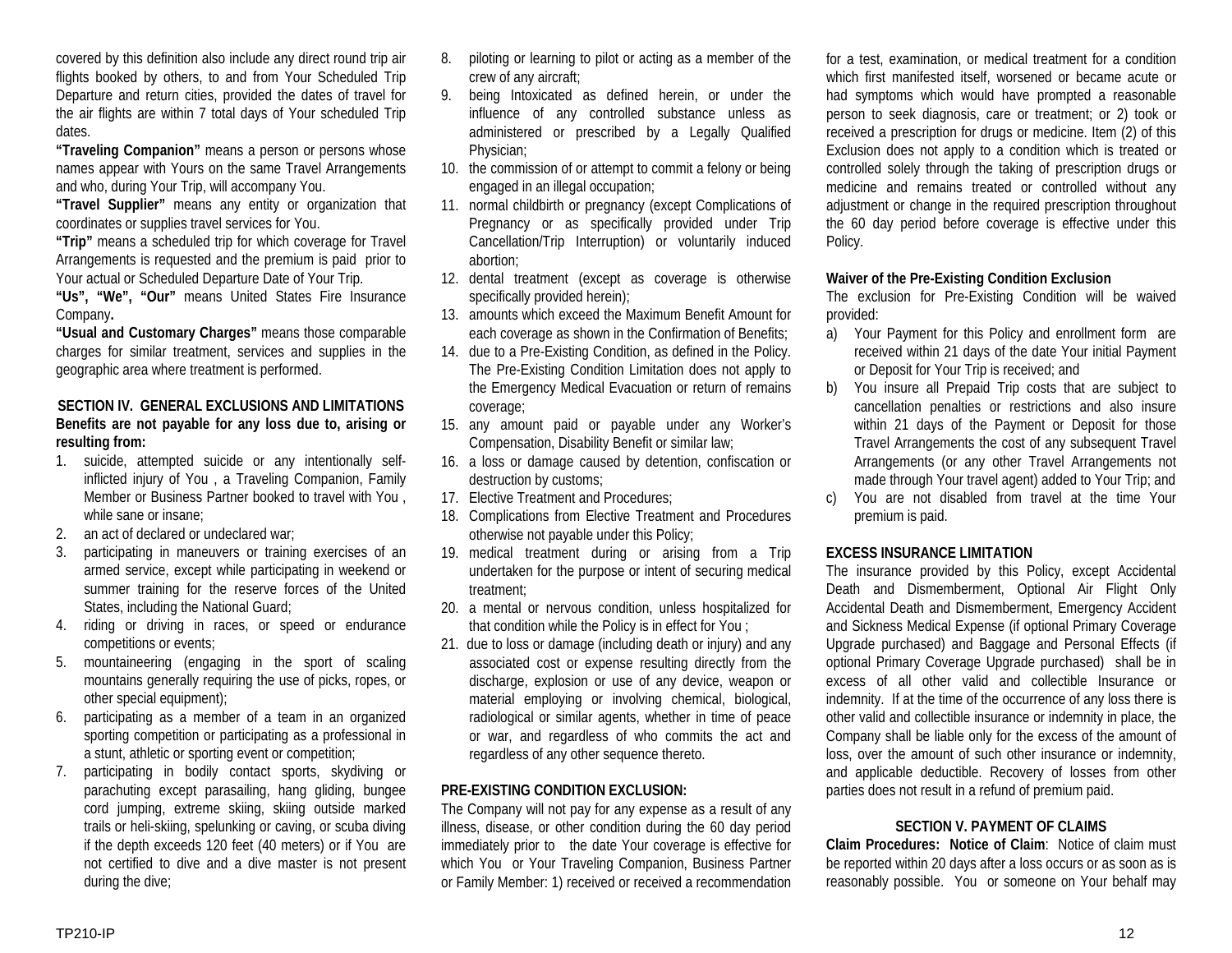covered by this definition also include any direct round trip air flights booked by others, to and from Your Scheduled Trip Departure and return cities, provided the dates of travel for the air flights are within 7 total days of Your scheduled Trip dates.

**"Traveling Companion"** means a person or persons whose names appear with Yours on the same Travel Arrangements and who, during Your Trip, will accompany You.

**"Travel Supplier"** means any entity or organization that coordinates or supplies travel services for You.

**"Trip"** means a scheduled trip for which coverage for Travel Arrangements is requested and the premium is paid prior to Your actual or Scheduled Departure Date of Your Trip.

**"Us", "We", "Our"** means United States Fire Insurance Company**.**

**"Usual and Customary Charges"** means those comparable charges for similar treatment, services and supplies in the geographic area where treatment is performed.

## SECTION IV. GENERAL EXCLUSIONS AND LIMITATIONS

**Benefits are not payable for any loss due to, arising or resulting from:**

1. suicide, attempted suicide or any intentionally self-inflicted injury of You , a Traveling Companion, Family Member or Business Partner booked to travel with You , while sane or insane;
2. an act of declared or undeclared war;
3. participating in maneuvers or training exercises of an armed service, except while participating in weekend or summer training for the reserve forces of the United States, including the National Guard;
4. riding or driving in races, or speed or endurance competitions or events;
5. mountaineering (engaging in the sport of scaling mountains generally requiring the use of picks, ropes, or other special equipment);
6. participating as a member of a team in an organized sporting competition or participating as a professional in a stunt, athletic or sporting event or competition;
7. participating in bodily contact sports, skydiving or parachuting except parasailing, hang gliding, bungee cord jumping, extreme skiing, skiing outside marked trails or heli-skiing, spelunking or caving, or scuba diving if the depth exceeds 120 feet (40 meters) or if You are not certified to dive and a dive master is not present during the dive;
8. piloting or learning to pilot or acting as a member of the crew of any aircraft;
9. being Intoxicated as defined herein, or under the influence of any controlled substance unless as administered or prescribed by a Legally Qualified Physician;
10. the commission of or attempt to commit a felony or being engaged in an illegal occupation;
11. normal childbirth or pregnancy (except Complications of Pregnancy or as specifically provided under Trip Cancellation/Trip Interruption) or voluntarily induced abortion;
12. dental treatment (except as coverage is otherwise specifically provided herein);
13. amounts which exceed the Maximum Benefit Amount for each coverage as shown in the Confirmation of Benefits;
14. due to a Pre-Existing Condition, as defined in the Policy. The Pre-Existing Condition Limitation does not apply to the Emergency Medical Evacuation or return of remains coverage;
15. any amount paid or payable under any Worker's Compensation, Disability Benefit or similar law;
16. a loss or damage caused by detention, confiscation or destruction by customs;
17. Elective Treatment and Procedures;
18. Complications from Elective Treatment and Procedures otherwise not payable under this Policy;
19. medical treatment during or arising from a Trip undertaken for the purpose or intent of securing medical treatment;
20. a mental or nervous condition, unless hospitalized for that condition while the Policy is in effect for You ;
21. due to loss or damage (including death or injury) and any associated cost or expense resulting directly from the discharge, explosion or use of any device, weapon or material employing or involving chemical, biological, radiological or similar agents, whether in time of peace or war, and regardless of who commits the act and regardless of any other sequence thereto.

### PRE-EXISTING CONDITION EXCLUSION:

The Company will not pay for any expense as a result of any illness, disease, or other condition during the 60 day period immediately prior to the date Your coverage is effective for which You or Your Traveling Companion, Business Partner or Family Member: 1) received or received a recommendation for a test, examination, or medical treatment for a condition which first manifested itself, worsened or became acute or had symptoms which would have prompted a reasonable person to seek diagnosis, care or treatment; or 2) took or received a prescription for drugs or medicine. Item (2) of this Exclusion does not apply to a condition which is treated or controlled solely through the taking of prescription drugs or medicine and remains treated or controlled without any adjustment or change in the required prescription throughout the 60 day period before coverage is effective under this Policy.

### Waiver of the Pre-Existing Condition Exclusion

The exclusion for Pre-Existing Condition will be waived provided:

a) Your Payment for this Policy and enrollment form are received within 21 days of the date Your initial Payment or Deposit for Your Trip is received; and
b) You insure all Prepaid Trip costs that are subject to cancellation penalties or restrictions and also insure within 21 days of the Payment or Deposit for those Travel Arrangements the cost of any subsequent Travel Arrangements (or any other Travel Arrangements not made through Your travel agent) added to Your Trip; and
c) You are not disabled from travel at the time Your premium is paid.

### EXCESS INSURANCE LIMITATION

The insurance provided by this Policy, except Accidental Death and Dismemberment, Optional Air Flight Only Accidental Death and Dismemberment, Emergency Accident and Sickness Medical Expense (if optional Primary Coverage Upgrade purchased) and Baggage and Personal Effects (if optional Primary Coverage Upgrade purchased) shall be in excess of all other valid and collectible Insurance or indemnity. If at the time of the occurrence of any loss there is other valid and collectible insurance or indemnity in place, the Company shall be liable only for the excess of the amount of loss, over the amount of such other insurance or indemnity, and applicable deductible. Recovery of losses from other parties does not result in a refund of premium paid.

## SECTION V. PAYMENT OF CLAIMS

**Claim Procedures: Notice of Claim**: Notice of claim must be reported within 20 days after a loss occurs or as soon as is reasonably possible. You or someone on Your behalf may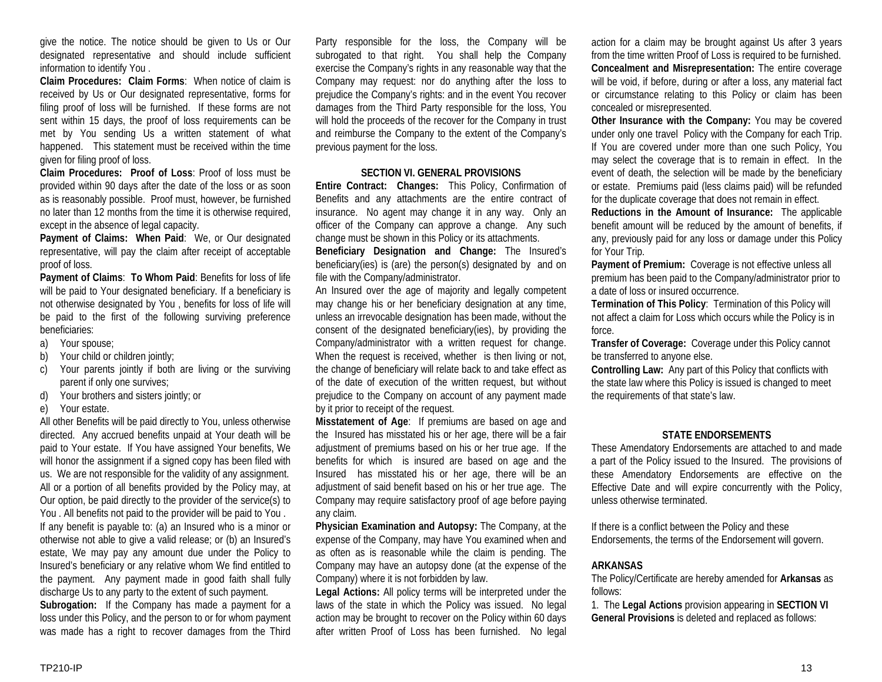give the notice. The notice should be given to Us or Our designated representative and should include sufficient information to identify You .

**Claim Procedures: Claim Forms**: When notice of claim is received by Us or Our designated representative, forms for filing proof of loss will be furnished. If these forms are not sent within 15 days, the proof of loss requirements can be met by You sending Us a written statement of what happened. This statement must be received within the time given for filing proof of loss.

**Claim Procedures: Proof of Loss**: Proof of loss must be provided within 90 days after the date of the loss or as soon as is reasonably possible. Proof must, however, be furnished no later than 12 months from the time it is otherwise required, except in the absence of legal capacity.

**Payment of Claims: When Paid**: We, or Our designated representative, will pay the claim after receipt of acceptable proof of loss.

**Payment of Claims**: **To Whom Paid**: Benefits for loss of life will be paid to Your designated beneficiary. If a beneficiary is not otherwise designated by You , benefits for loss of life will be paid to the first of the following surviving preference beneficiaries:

a) Your spouse;
b) Your child or children jointly;
c) Your parents jointly if both are living or the surviving parent if only one survives;
d) Your brothers and sisters jointly; or
e) Your estate.

All other Benefits will be paid directly to You, unless otherwise directed. Any accrued benefits unpaid at Your death will be paid to Your estate. If You have assigned Your benefits, We will honor the assignment if a signed copy has been filed with us. We are not responsible for the validity of any assignment. All or a portion of all benefits provided by the Policy may, at Our option, be paid directly to the provider of the service(s) to You . All benefits not paid to the provider will be paid to You .

If any benefit is payable to: (a) an Insured who is a minor or otherwise not able to give a valid release; or (b) an Insured's estate, We may pay any amount due under the Policy to Insured's beneficiary or any relative whom We find entitled to the payment. Any payment made in good faith shall fully discharge Us to any party to the extent of such payment.

**Subrogation:** If the Company has made a payment for a loss under this Policy, and the person to or for whom payment was made has a right to recover damages from the Third Party responsible for the loss, the Company will be subrogated to that right. You shall help the Company exercise the Company's rights in any reasonable way that the Company may request: nor do anything after the loss to prejudice the Company's rights: and in the event You recover damages from the Third Party responsible for the loss, You will hold the proceeds of the recover for the Company in trust and reimburse the Company to the extent of the Company's previous payment for the loss.

## SECTION VI. GENERAL PROVISIONS

**Entire Contract: Changes:** This Policy, Confirmation of Benefits and any attachments are the entire contract of insurance. No agent may change it in any way. Only an officer of the Company can approve a change. Any such change must be shown in this Policy or its attachments.

**Beneficiary Designation and Change:** The Insured's beneficiary(ies) is (are) the person(s) designated by and on file with the Company/administrator.

An Insured over the age of majority and legally competent may change his or her beneficiary designation at any time, unless an irrevocable designation has been made, without the consent of the designated beneficiary(ies), by providing the Company/administrator with a written request for change. When the request is received, whether is then living or not, the change of beneficiary will relate back to and take effect as of the date of execution of the written request, but without prejudice to the Company on account of any payment made by it prior to receipt of the request.

**Misstatement of Age**: If premiums are based on age and the Insured has misstated his or her age, there will be a fair adjustment of premiums based on his or her true age. If the benefits for which is insured are based on age and the Insured has misstated his or her age, there will be an adjustment of said benefit based on his or her true age. The Company may require satisfactory proof of age before paying any claim.

**Physician Examination and Autopsy:** The Company, at the expense of the Company, may have You examined when and as often as is reasonable while the claim is pending. The Company may have an autopsy done (at the expense of the Company) where it is not forbidden by law.

**Legal Actions:** All policy terms will be interpreted under the laws of the state in which the Policy was issued. No legal action may be brought to recover on the Policy within 60 days after written Proof of Loss has been furnished. No legal action for a claim may be brought against Us after 3 years from the time written Proof of Loss is required to be furnished.

**Concealment and Misrepresentation:** The entire coverage will be void, if before, during or after a loss, any material fact or circumstance relating to this Policy or claim has been concealed or misrepresented.

**Other Insurance with the Company:** You may be covered under only one travel Policy with the Company for each Trip. If You are covered under more than one such Policy, You may select the coverage that is to remain in effect. In the event of death, the selection will be made by the beneficiary or estate. Premiums paid (less claims paid) will be refunded for the duplicate coverage that does not remain in effect.

**Reductions in the Amount of Insurance:** The applicable benefit amount will be reduced by the amount of benefits, if any, previously paid for any loss or damage under this Policy for Your Trip.

**Payment of Premium:** Coverage is not effective unless all premium has been paid to the Company/administrator prior to a date of loss or insured occurrence.

**Termination of This Policy**: Termination of this Policy will not affect a claim for Loss which occurs while the Policy is in force.

**Transfer of Coverage:** Coverage under this Policy cannot be transferred to anyone else.

**Controlling Law:** Any part of this Policy that conflicts with the state law where this Policy is issued is changed to meet the requirements of that state's law.

## STATE ENDORSEMENTS

These Amendatory Endorsements are attached to and made a part of the Policy issued to the Insured. The provisions of these Amendatory Endorsements are effective on the Effective Date and will expire concurrently with the Policy, unless otherwise terminated.

If there is a conflict between the Policy and these Endorsements, the terms of the Endorsement will govern.

**ARKANSAS**

The Policy/Certificate are hereby amended for **Arkansas** as follows:

1. The **Legal Actions** provision appearing in **SECTION VI General Provisions** is deleted and replaced as follows: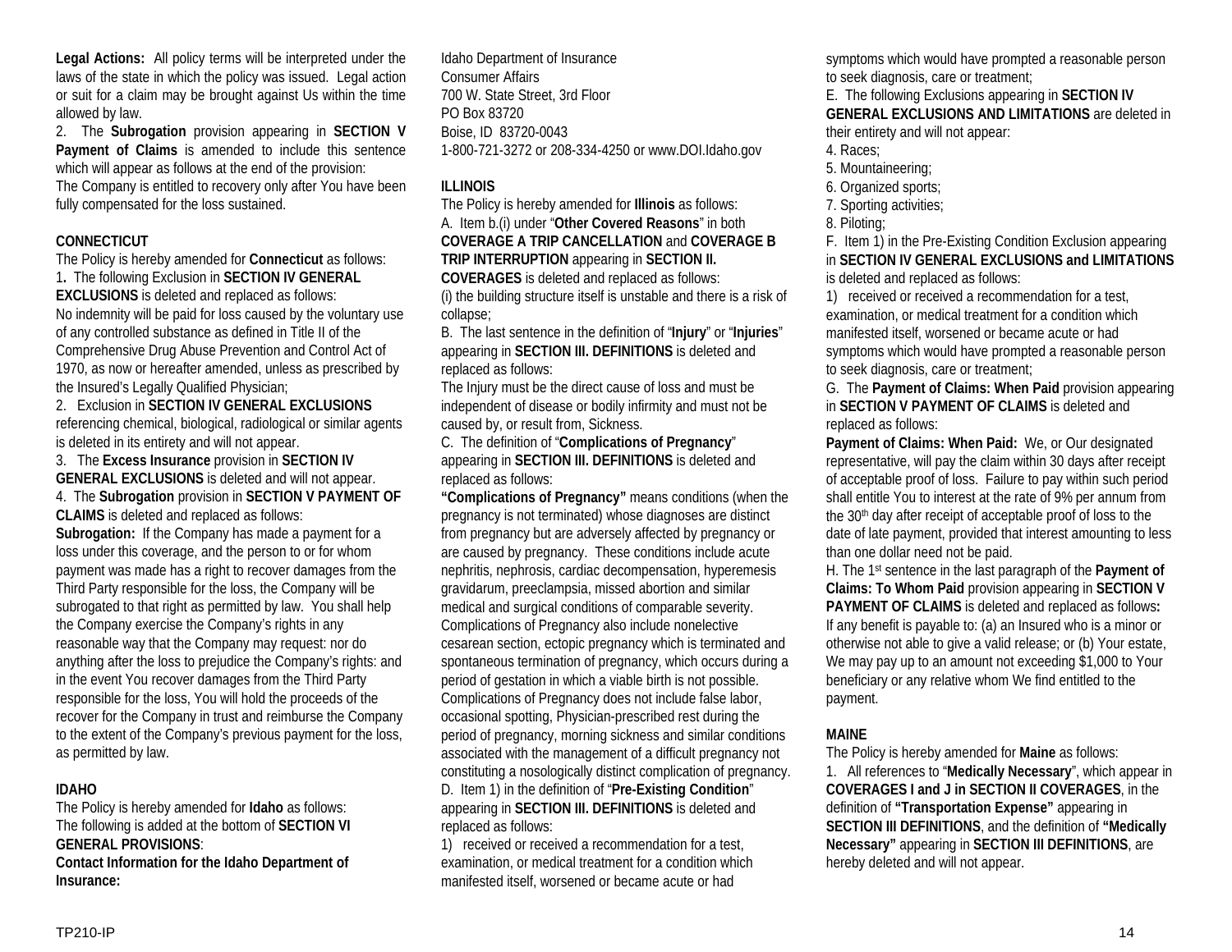**Legal Actions:** All policy terms will be interpreted under the laws of the state in which the policy was issued. Legal action or suit for a claim may be brought against Us within the time allowed by law.

2. The **Subrogation** provision appearing in **SECTION V Payment of Claims** is amended to include this sentence which will appear as follows at the end of the provision:

The Company is entitled to recovery only after You have been fully compensated for the loss sustained.

**CONNECTICUT**

The Policy is hereby amended for **Connecticut** as follows:

1**.** The following Exclusion in **SECTION IV GENERAL EXCLUSIONS** is deleted and replaced as follows:

No indemnity will be paid for loss caused by the voluntary use of any controlled substance as defined in Title II of the Comprehensive Drug Abuse Prevention and Control Act of 1970, as now or hereafter amended, unless as prescribed by the Insured's Legally Qualified Physician;

2. Exclusion in **SECTION IV GENERAL EXCLUSIONS** referencing chemical, biological, radiological or similar agents is deleted in its entirety and will not appear.

3. The **Excess Insurance** provision in **SECTION IV GENERAL EXCLUSIONS** is deleted and will not appear.

4. The **Subrogation** provision in **SECTION V PAYMENT OF CLAIMS** is deleted and replaced as follows:

**Subrogation:** If the Company has made a payment for a loss under this coverage, and the person to or for whom payment was made has a right to recover damages from the Third Party responsible for the loss, the Company will be subrogated to that right as permitted by law. You shall help the Company exercise the Company's rights in any reasonable way that the Company may request: nor do anything after the loss to prejudice the Company's rights: and in the event You recover damages from the Third Party responsible for the loss, You will hold the proceeds of the recover for the Company in trust and reimburse the Company to the extent of the Company's previous payment for the loss, as permitted by law.

**IDAHO**

The Policy is hereby amended for **Idaho** as follows:

The following is added at the bottom of **SECTION VI GENERAL PROVISIONS**:

**Contact Information for the Idaho Department of Insurance:**

Idaho Department of Insurance
Consumer Affairs
700 W. State Street, 3rd Floor
PO Box 83720
Boise, ID 83720-0043
1-800-721-3272 or 208-334-4250 or www.DOI.Idaho.gov

**ILLINOIS**

The Policy is hereby amended for **Illinois** as follows:

A. Item b.(i) under "**Other Covered Reasons**" in both **COVERAGE A TRIP CANCELLATION** and **COVERAGE B TRIP INTERRUPTION** appearing in **SECTION II. COVERAGES** is deleted and replaced as follows:

(i) the building structure itself is unstable and there is a risk of collapse;

B. The last sentence in the definition of "**Injury**" or "**Injuries**" appearing in **SECTION III. DEFINITIONS** is deleted and replaced as follows:

The Injury must be the direct cause of loss and must be independent of disease or bodily infirmity and must not be caused by, or result from, Sickness.

C. The definition of "**Complications of Pregnancy**" appearing in **SECTION III. DEFINITIONS** is deleted and replaced as follows:

**"Complications of Pregnancy"** means conditions (when the pregnancy is not terminated) whose diagnoses are distinct from pregnancy but are adversely affected by pregnancy or are caused by pregnancy. These conditions include acute nephritis, nephrosis, cardiac decompensation, hyperemesis gravidarum, preeclampsia, missed abortion and similar medical and surgical conditions of comparable severity. Complications of Pregnancy also include nonelective cesarean section, ectopic pregnancy which is terminated and spontaneous termination of pregnancy, which occurs during a period of gestation in which a viable birth is not possible. Complications of Pregnancy does not include false labor, occasional spotting, Physician-prescribed rest during the period of pregnancy, morning sickness and similar conditions associated with the management of a difficult pregnancy not constituting a nosologically distinct complication of pregnancy.

D. Item 1) in the definition of "**Pre-Existing Condition**" appearing in **SECTION III. DEFINITIONS** is deleted and replaced as follows:

1) received or received a recommendation for a test, examination, or medical treatment for a condition which manifested itself, worsened or became acute or had symptoms which would have prompted a reasonable person to seek diagnosis, care or treatment;

E. The following Exclusions appearing in **SECTION IV GENERAL EXCLUSIONS AND LIMITATIONS** are deleted in their entirety and will not appear:

4. Races;
5. Mountaineering;
6. Organized sports;
7. Sporting activities;
8. Piloting;

F. Item 1) in the Pre-Existing Condition Exclusion appearing in **SECTION IV GENERAL EXCLUSIONS and LIMITATIONS** is deleted and replaced as follows:

1) received or received a recommendation for a test, examination, or medical treatment for a condition which manifested itself, worsened or became acute or had symptoms which would have prompted a reasonable person to seek diagnosis, care or treatment;

G. The **Payment of Claims: When Paid** provision appearing in **SECTION V PAYMENT OF CLAIMS** is deleted and replaced as follows:

**Payment of Claims: When Paid:** We, or Our designated representative, will pay the claim within 30 days after receipt of acceptable proof of loss. Failure to pay within such period shall entitle You to interest at the rate of 9% per annum from the 30th day after receipt of acceptable proof of loss to the date of late payment, provided that interest amounting to less than one dollar need not be paid.

H. The 1st sentence in the last paragraph of the **Payment of Claims: To Whom Paid** provision appearing in **SECTION V PAYMENT OF CLAIMS** is deleted and replaced as follows**:**

If any benefit is payable to: (a) an Insured who is a minor or otherwise not able to give a valid release; or (b) Your estate, We may pay up to an amount not exceeding $1,000 to Your beneficiary or any relative whom We find entitled to the payment.

**MAINE**

The Policy is hereby amended for **Maine** as follows:

1. All references to "**Medically Necessary**", which appear in **COVERAGES I and J in SECTION II COVERAGES**, in the definition of **"Transportation Expense"** appearing in **SECTION III DEFINITIONS**, and the definition of **"Medically Necessary"** appearing in **SECTION III DEFINITIONS**, are hereby deleted and will not appear.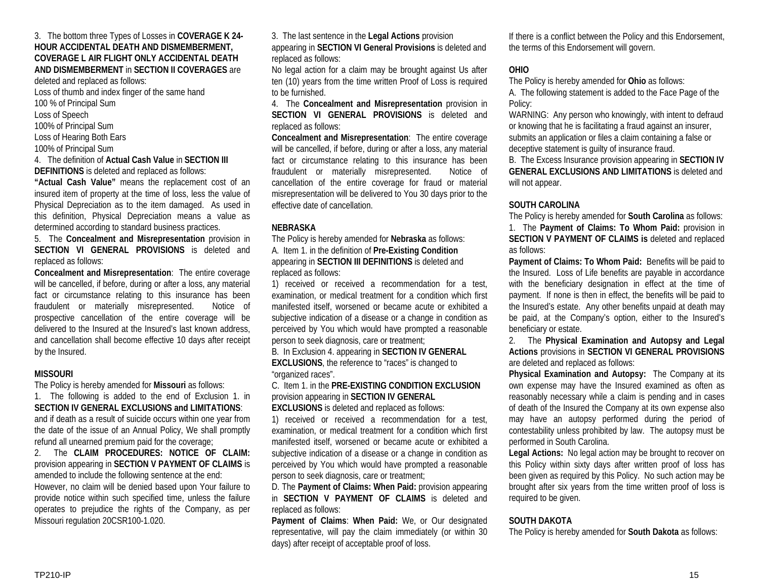3. The bottom three Types of Losses in **COVERAGE K 24-HOUR ACCIDENTAL DEATH AND DISMEMBERMENT, COVERAGE L AIR FLIGHT ONLY ACCIDENTAL DEATH AND DISMEMBERMENT** in **SECTION II COVERAGES** are deleted and replaced as follows:

Loss of thumb and index finger of the same hand
100 % of Principal Sum
Loss of Speech
100% of Principal Sum
Loss of Hearing Both Ears
100% of Principal Sum

4. The definition of **Actual Cash Value** in **SECTION III DEFINITIONS** is deleted and replaced as follows:

**"Actual Cash Value"** means the replacement cost of an insured item of property at the time of loss, less the value of Physical Depreciation as to the item damaged. As used in this definition, Physical Depreciation means a value as determined according to standard business practices.

5. The **Concealment and Misrepresentation** provision in **SECTION VI GENERAL PROVISIONS** is deleted and replaced as follows:

**Concealment and Misrepresentation**: The entire coverage will be cancelled, if before, during or after a loss, any material fact or circumstance relating to this insurance has been fraudulent or materially misrepresented. Notice of prospective cancellation of the entire coverage will be delivered to the Insured at the Insured's last known address, and cancellation shall become effective 10 days after receipt by the Insured.

**MISSOURI**

The Policy is hereby amended for **Missouri** as follows:

1. The following is added to the end of Exclusion 1. in **SECTION IV GENERAL EXCLUSIONS and LIMITATIONS**:

and if death as a result of suicide occurs within one year from the date of the issue of an Annual Policy, We shall promptly refund all unearned premium paid for the coverage;

2. The **CLAIM PROCEDURES: NOTICE OF CLAIM:** provision appearing in **SECTION V PAYMENT OF CLAIMS** is amended to include the following sentence at the end:

However, no claim will be denied based upon Your failure to provide notice within such specified time, unless the failure operates to prejudice the rights of the Company, as per Missouri regulation 20CSR100-1.020.

3. The last sentence in the **Legal Actions** provision appearing in **SECTION VI General Provisions** is deleted and replaced as follows:

No legal action for a claim may be brought against Us after ten (10) years from the time written Proof of Loss is required to be furnished.

4. The **Concealment and Misrepresentation** provision in **SECTION VI GENERAL PROVISIONS** is deleted and replaced as follows:

**Concealment and Misrepresentation**: The entire coverage will be cancelled, if before, during or after a loss, any material fact or circumstance relating to this insurance has been fraudulent or materially misrepresented. Notice of cancellation of the entire coverage for fraud or material misrepresentation will be delivered to You 30 days prior to the effective date of cancellation.

**NEBRASKA**

The Policy is hereby amended for **Nebraska** as follows:

A. Item 1. in the definition of **Pre-Existing Condition** appearing in **SECTION III DEFINITIONS** is deleted and replaced as follows:

1) received or received a recommendation for a test, examination, or medical treatment for a condition which first manifested itself, worsened or became acute or exhibited a subjective indication of a disease or a change in condition as perceived by You which would have prompted a reasonable person to seek diagnosis, care or treatment;

B. In Exclusion 4. appearing in **SECTION IV GENERAL EXCLUSIONS**, the reference to "races" is changed to "organized races".

C. Item 1. in the **PRE-EXISTING CONDITION EXCLUSION** provision appearing in **SECTION IV GENERAL EXCLUSIONS** is deleted and replaced as follows:

1) received or received a recommendation for a test, examination, or medical treatment for a condition which first manifested itself, worsened or became acute or exhibited a subjective indication of a disease or a change in condition as perceived by You which would have prompted a reasonable person to seek diagnosis, care or treatment;

D. The **Payment of Claims: When Paid:** provision appearing in **SECTION V PAYMENT OF CLAIMS** is deleted and replaced as follows:

**Payment of Claims**: **When Paid:** We, or Our designated representative, will pay the claim immediately (or within 30 days) after receipt of acceptable proof of loss.

If there is a conflict between the Policy and this Endorsement, the terms of this Endorsement will govern.

**OHIO**

The Policy is hereby amended for **Ohio** as follows:

A. The following statement is added to the Face Page of the Policy:

WARNING: Any person who knowingly, with intent to defraud or knowing that he is facilitating a fraud against an insurer, submits an application or files a claim containing a false or deceptive statement is guilty of insurance fraud.

B. The Excess Insurance provision appearing in **SECTION IV GENERAL EXCLUSIONS AND LIMITATIONS** is deleted and will not appear.

**SOUTH CAROLINA**

The Policy is hereby amended for **South Carolina** as follows:

1. The **Payment of Claims: To Whom Paid:** provision in **SECTION V PAYMENT OF CLAIMS is** deleted and replaced as follows:

**Payment of Claims: To Whom Paid:** Benefits will be paid to the Insured. Loss of Life benefits are payable in accordance with the beneficiary designation in effect at the time of payment. If none is then in effect, the benefits will be paid to the Insured's estate. Any other benefits unpaid at death may be paid, at the Company's option, either to the Insured's beneficiary or estate.

2. The **Physical Examination and Autopsy and Legal Actions** provisions in **SECTION VI GENERAL PROVISIONS** are deleted and replaced as follows:

**Physical Examination and Autopsy:** The Company at its own expense may have the Insured examined as often as reasonably necessary while a claim is pending and in cases of death of the Insured the Company at its own expense also may have an autopsy performed during the period of contestability unless prohibited by law. The autopsy must be performed in South Carolina.

**Legal Actions:** No legal action may be brought to recover on this Policy within sixty days after written proof of loss has been given as required by this Policy. No such action may be brought after six years from the time written proof of loss is required to be given.

**SOUTH DAKOTA**

The Policy is hereby amended for **South Dakota** as follows: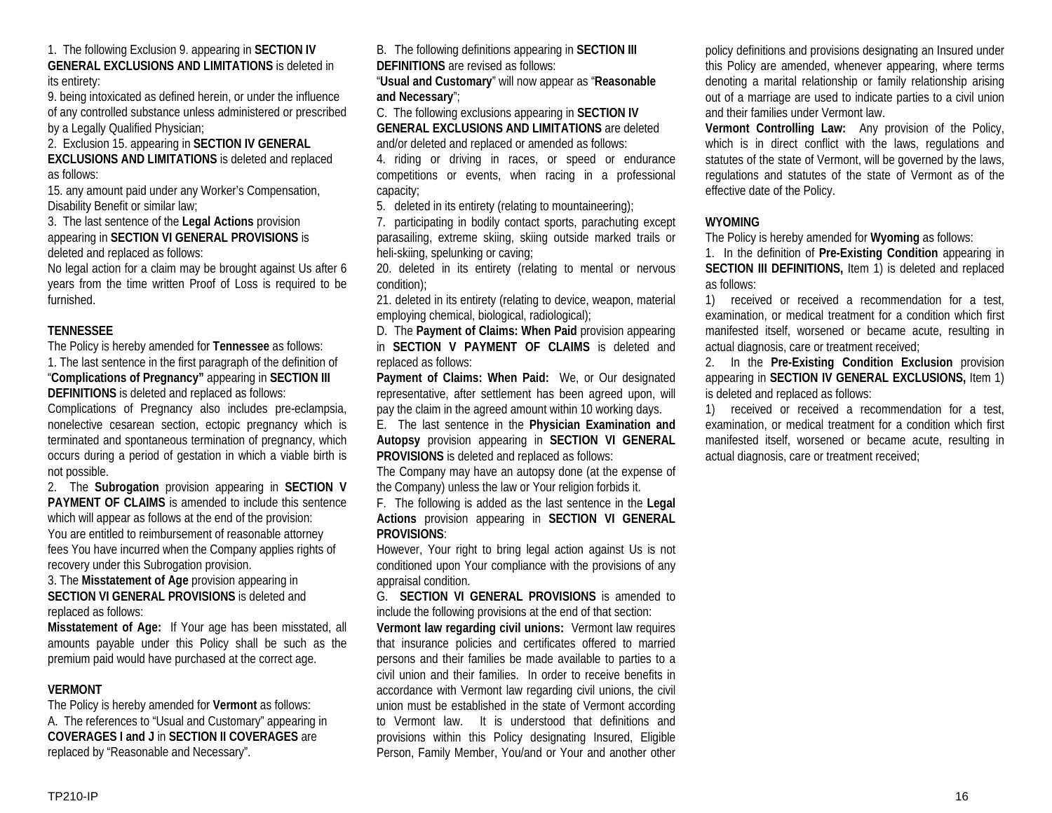1. The following Exclusion 9. appearing in **SECTION IV GENERAL EXCLUSIONS AND LIMITATIONS** is deleted in its entirety:

9. being intoxicated as defined herein, or under the influence of any controlled substance unless administered or prescribed by a Legally Qualified Physician;

2. Exclusion 15. appearing in **SECTION IV GENERAL EXCLUSIONS AND LIMITATIONS** is deleted and replaced as follows:

15. any amount paid under any Worker's Compensation, Disability Benefit or similar law;

3. The last sentence of the **Legal Actions** provision appearing in **SECTION VI GENERAL PROVISIONS** is deleted and replaced as follows:

No legal action for a claim may be brought against Us after 6 years from the time written Proof of Loss is required to be furnished.

**TENNESSEE**

The Policy is hereby amended for **Tennessee** as follows:

1. The last sentence in the first paragraph of the definition of "**Complications of Pregnancy"** appearing in **SECTION III DEFINITIONS** is deleted and replaced as follows:

Complications of Pregnancy also includes pre-eclampsia, nonelective cesarean section, ectopic pregnancy which is terminated and spontaneous termination of pregnancy, which occurs during a period of gestation in which a viable birth is not possible.

2. The **Subrogation** provision appearing in **SECTION V PAYMENT OF CLAIMS** is amended to include this sentence which will appear as follows at the end of the provision:

You are entitled to reimbursement of reasonable attorney fees You have incurred when the Company applies rights of recovery under this Subrogation provision.

3. The **Misstatement of Age** provision appearing in **SECTION VI GENERAL PROVISIONS** is deleted and replaced as follows:

**Misstatement of Age:** If Your age has been misstated, all amounts payable under this Policy shall be such as the premium paid would have purchased at the correct age.

**VERMONT**

The Policy is hereby amended for **Vermont** as follows:

A. The references to "Usual and Customary" appearing in **COVERAGES I and J** in **SECTION II COVERAGES** are replaced by "Reasonable and Necessary".

B. The following definitions appearing in **SECTION III DEFINITIONS** are revised as follows:

"**Usual and Customary**" will now appear as "**Reasonable and Necessary**";

C. The following exclusions appearing in **SECTION IV GENERAL EXCLUSIONS AND LIMITATIONS** are deleted and/or deleted and replaced or amended as follows:

4. riding or driving in races, or speed or endurance competitions or events, when racing in a professional capacity;

5. deleted in its entirety (relating to mountaineering);

7. participating in bodily contact sports, parachuting except parasailing, extreme skiing, skiing outside marked trails or heli-skiing, spelunking or caving;

20. deleted in its entirety (relating to mental or nervous condition);

21. deleted in its entirety (relating to device, weapon, material employing chemical, biological, radiological);

D. The **Payment of Claims: When Paid** provision appearing in **SECTION V PAYMENT OF CLAIMS** is deleted and replaced as follows:

**Payment of Claims: When Paid:** We, or Our designated representative, after settlement has been agreed upon, will pay the claim in the agreed amount within 10 working days.

E. The last sentence in the **Physician Examination and Autopsy** provision appearing in **SECTION VI GENERAL PROVISIONS** is deleted and replaced as follows:

The Company may have an autopsy done (at the expense of the Company) unless the law or Your religion forbids it.

F. The following is added as the last sentence in the **Legal Actions** provision appearing in **SECTION VI GENERAL PROVISIONS**:

However, Your right to bring legal action against Us is not conditioned upon Your compliance with the provisions of any appraisal condition.

G. **SECTION VI GENERAL PROVISIONS** is amended to include the following provisions at the end of that section:

**Vermont law regarding civil unions:** Vermont law requires that insurance policies and certificates offered to married persons and their families be made available to parties to a civil union and their families. In order to receive benefits in accordance with Vermont law regarding civil unions, the civil union must be established in the state of Vermont according to Vermont law. It is understood that definitions and provisions within this Policy designating Insured, Eligible Person, Family Member, You/and or Your and another other policy definitions and provisions designating an Insured under this Policy are amended, whenever appearing, where terms denoting a marital relationship or family relationship arising out of a marriage are used to indicate parties to a civil union and their families under Vermont law.

**Vermont Controlling Law:** Any provision of the Policy, which is in direct conflict with the laws, regulations and statutes of the state of Vermont, will be governed by the laws, regulations and statutes of the state of Vermont as of the effective date of the Policy.

**WYOMING**

The Policy is hereby amended for **Wyoming** as follows:

1. In the definition of **Pre-Existing Condition** appearing in **SECTION III DEFINITIONS,** Item 1) is deleted and replaced as follows:

1) received or received a recommendation for a test, examination, or medical treatment for a condition which first manifested itself, worsened or became acute, resulting in actual diagnosis, care or treatment received;

2. In the **Pre-Existing Condition Exclusion** provision appearing in **SECTION IV GENERAL EXCLUSIONS,** Item 1) is deleted and replaced as follows:

1) received or received a recommendation for a test, examination, or medical treatment for a condition which first manifested itself, worsened or became acute, resulting in actual diagnosis, care or treatment received;